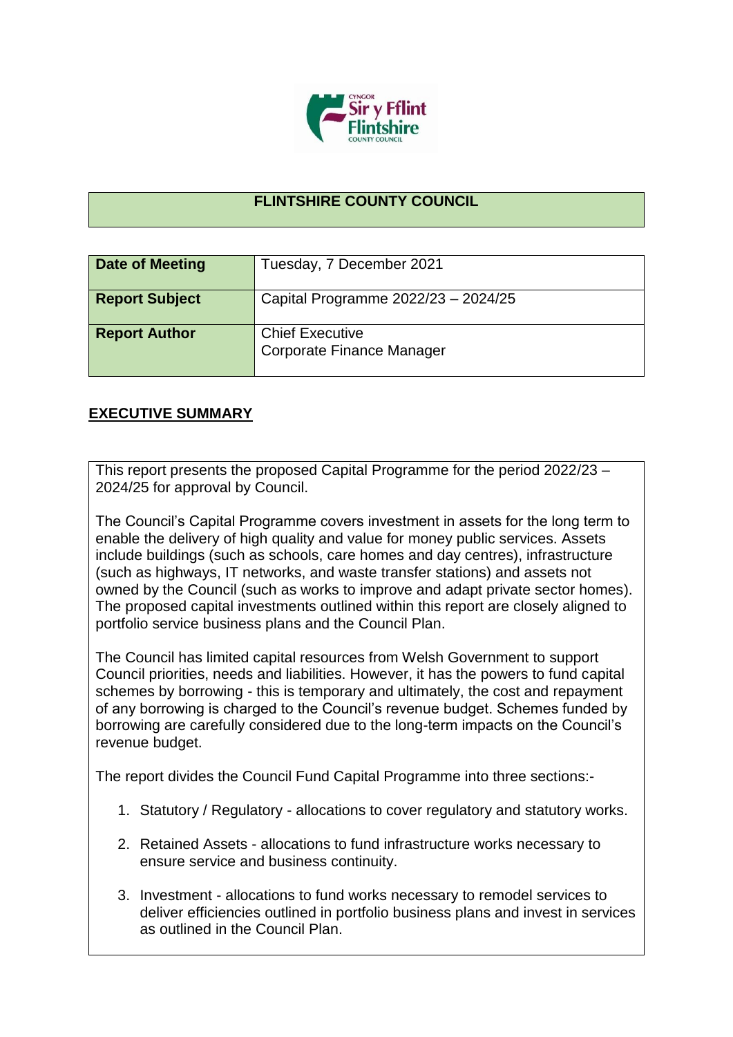# FLINTSHIRE COUNTY COUNCIL

| Date of Meeting | Tuesday, 7 December 2021 |
|---|---|
| Report Subject | Capital Programme 2022/23 – 2024/25 |
| Report Author | Chief Executive<br>Corporate Finance Manager |

## EXECUTIVE SUMMARY

This report presents the proposed Capital Programme for the period 2022/23 – 2024/25 for approval by Council.

The Council's Capital Programme covers investment in assets for the long term to enable the delivery of high quality and value for money public services. Assets include buildings (such as schools, care homes and day centres), infrastructure (such as highways, IT networks, and waste transfer stations) and assets not owned by the Council (such as works to improve and adapt private sector homes). The proposed capital investments outlined within this report are closely aligned to portfolio service business plans and the Council Plan.

The Council has limited capital resources from Welsh Government to support Council priorities, needs and liabilities. However, it has the powers to fund capital schemes by borrowing - this is temporary and ultimately, the cost and repayment of any borrowing is charged to the Council's revenue budget. Schemes funded by borrowing are carefully considered due to the long-term impacts on the Council's revenue budget.

The report divides the Council Fund Capital Programme into three sections:-

1. Statutory / Regulatory - allocations to cover regulatory and statutory works.
2. Retained Assets - allocations to fund infrastructure works necessary to ensure service and business continuity.
3. Investment - allocations to fund works necessary to remodel services to deliver efficiencies outlined in portfolio business plans and invest in services as outlined in the Council Plan.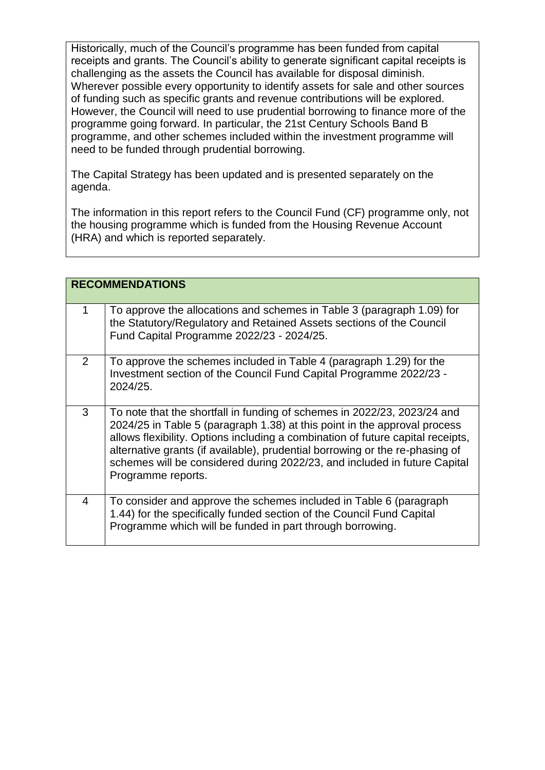Historically, much of the Council's programme has been funded from capital receipts and grants. The Council's ability to generate significant capital receipts is challenging as the assets the Council has available for disposal diminish. Wherever possible every opportunity to identify assets for sale and other sources of funding such as specific grants and revenue contributions will be explored. However, the Council will need to use prudential borrowing to finance more of the programme going forward. In particular, the 21st Century Schools Band B programme, and other schemes included within the investment programme will need to be funded through prudential borrowing.

The Capital Strategy has been updated and is presented separately on the agenda.

The information in this report refers to the Council Fund (CF) programme only, not the housing programme which is funded from the Housing Revenue Account (HRA) and which is reported separately.

| **RECOMMENDATIONS** | |
|---|---|
| 1 | To approve the allocations and schemes in Table 3 (paragraph 1.09) for the Statutory/Regulatory and Retained Assets sections of the Council Fund Capital Programme 2022/23 - 2024/25. |
| 2 | To approve the schemes included in Table 4 (paragraph 1.29) for the Investment section of the Council Fund Capital Programme 2022/23 - 2024/25. |
| 3 | To note that the shortfall in funding of schemes in 2022/23, 2023/24 and 2024/25 in Table 5 (paragraph 1.38) at this point in the approval process allows flexibility. Options including a combination of future capital receipts, alternative grants (if available), prudential borrowing or the re-phasing of schemes will be considered during 2022/23, and included in future Capital Programme reports. |
| 4 | To consider and approve the schemes included in Table 6 (paragraph 1.44) for the specifically funded section of the Council Fund Capital Programme which will be funded in part through borrowing. |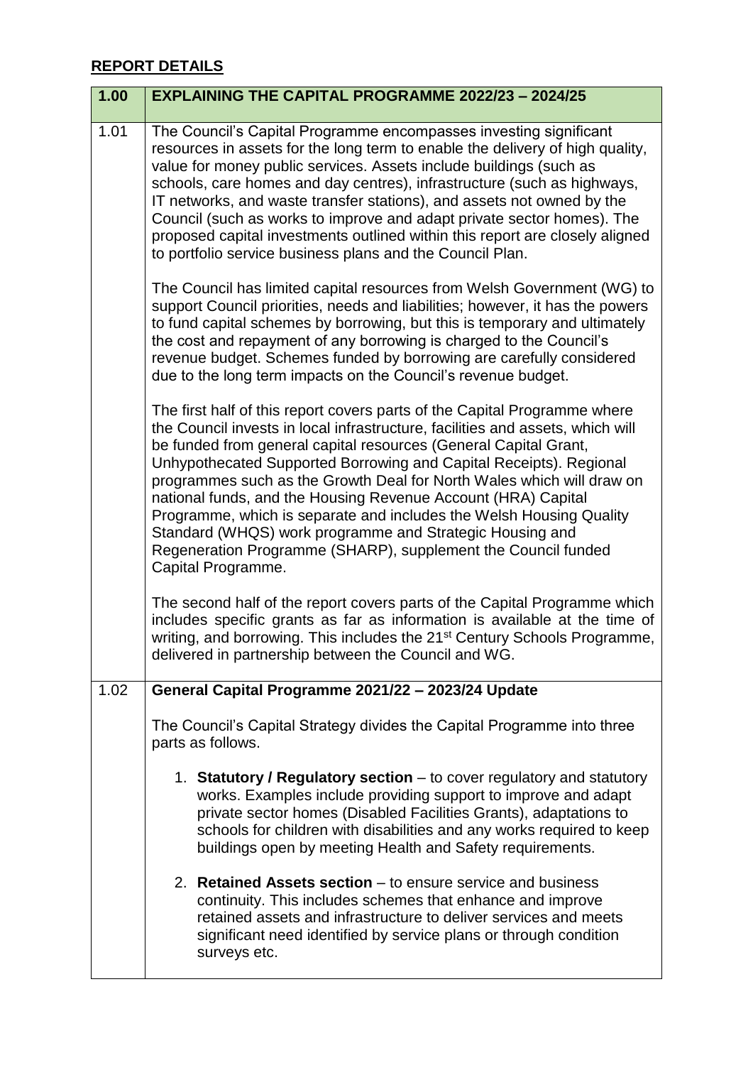## REPORT DETAILS

| 1.00 | EXPLAINING THE CAPITAL PROGRAMME 2022/23 – 2024/25 |
|---|---|
| 1.01 | The Council's Capital Programme encompasses investing significant resources in assets for the long term to enable the delivery of high quality, value for money public services. Assets include buildings (such as schools, care homes and day centres), infrastructure (such as highways, IT networks, and waste transfer stations), and assets not owned by the Council (such as works to improve and adapt private sector homes). The proposed capital investments outlined within this report are closely aligned to portfolio service business plans and the Council Plan.<br><br>The Council has limited capital resources from Welsh Government (WG) to support Council priorities, needs and liabilities; however, it has the powers to fund capital schemes by borrowing, but this is temporary and ultimately the cost and repayment of any borrowing is charged to the Council's revenue budget. Schemes funded by borrowing are carefully considered due to the long term impacts on the Council's revenue budget.<br><br>The first half of this report covers parts of the Capital Programme where the Council invests in local infrastructure, facilities and assets, which will be funded from general capital resources (General Capital Grant, Unhypothecated Supported Borrowing and Capital Receipts). Regional programmes such as the Growth Deal for North Wales which will draw on national funds, and the Housing Revenue Account (HRA) Capital Programme, which is separate and includes the Welsh Housing Quality Standard (WHQS) work programme and Strategic Housing and Regeneration Programme (SHARP), supplement the Council funded Capital Programme.<br><br>The second half of the report covers parts of the Capital Programme which includes specific grants as far as information is available at the time of writing, and borrowing. This includes the 21st Century Schools Programme, delivered in partnership between the Council and WG. |
| 1.02 | **General Capital Programme 2021/22 – 2023/24 Update**<br><br>The Council's Capital Strategy divides the Capital Programme into three parts as follows.<br><br>1. **Statutory / Regulatory section** – to cover regulatory and statutory works. Examples include providing support to improve and adapt private sector homes (Disabled Facilities Grants), adaptations to schools for children with disabilities and any works required to keep buildings open by meeting Health and Safety requirements.<br><br>2. **Retained Assets section** – to ensure service and business continuity. This includes schemes that enhance and improve retained assets and infrastructure to deliver services and meets significant need identified by service plans or through condition surveys etc. |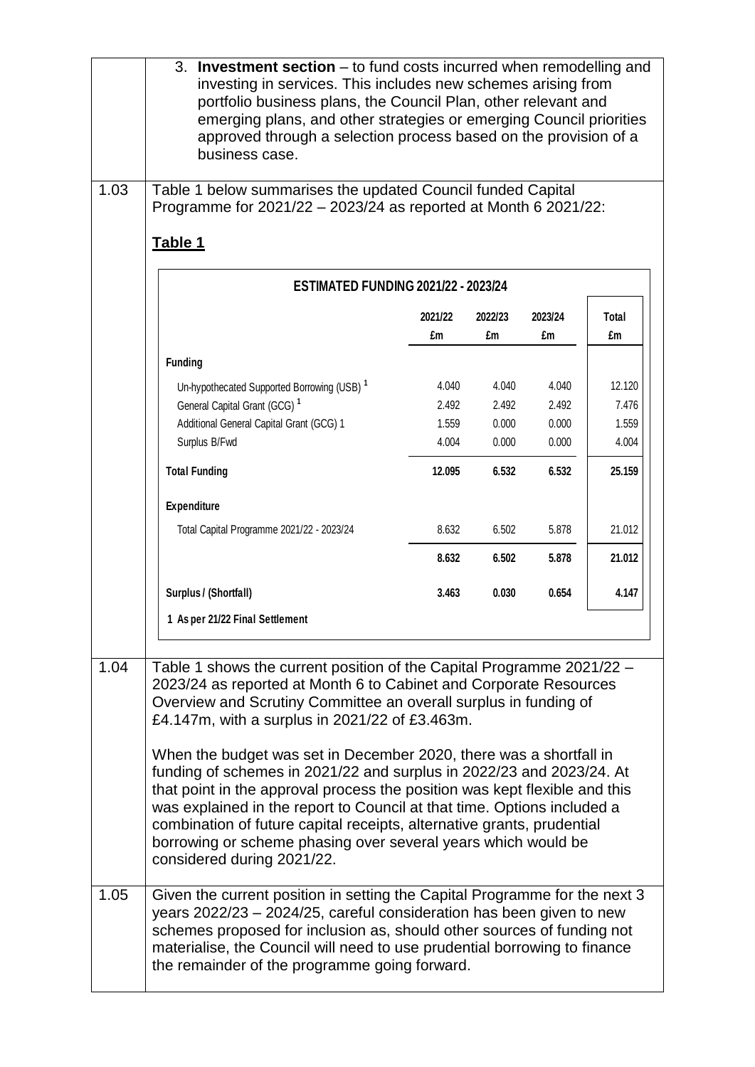3. **Investment section** – to fund costs incurred when remodelling and investing in services. This includes new schemes arising from portfolio business plans, the Council Plan, other relevant and emerging plans, and other strategies or emerging Council priorities approved through a selection process based on the provision of a business case.

1.03 Table 1 below summarises the updated Council funded Capital Programme for 2021/22 – 2023/24 as reported at Month 6 2021/22:

**Table 1**

**ESTIMATED FUNDING 2021/22 - 2023/24**

| | 2021/22 £m | 2022/23 £m | 2023/24 £m | Total £m |
|---|---|---|---|---|
| **Funding** | | | | |
| Un-hypothecated Supported Borrowing (USB) [1] | 4.040 | 4.040 | 4.040 | 12.120 |
| General Capital Grant (GCG) [1] | 2.492 | 2.492 | 2.492 | 7.476 |
| Additional General Capital Grant (GCG) 1 | 1.559 | 0.000 | 0.000 | 1.559 |
| Surplus B/Fwd | 4.004 | 0.000 | 0.000 | 4.004 |
| **Total Funding** | **12.095** | **6.532** | **6.532** | **25.159** |
| **Expenditure** | | | | |
| Total Capital Programme 2021/22 - 2023/24 | 8.632 | 6.502 | 5.878 | 21.012 |
| | **8.632** | **6.502** | **5.878** | **21.012** |
| **Surplus / (Shortfall)** | **3.463** | **0.030** | **0.654** | **4.147** |

**1 As per 21/22 Final Settlement**

1.04 Table 1 shows the current position of the Capital Programme 2021/22 – 2023/24 as reported at Month 6 to Cabinet and Corporate Resources Overview and Scrutiny Committee an overall surplus in funding of £4.147m, with a surplus in 2021/22 of £3.463m.

When the budget was set in December 2020, there was a shortfall in funding of schemes in 2021/22 and surplus in 2022/23 and 2023/24. At that point in the approval process the position was kept flexible and this was explained in the report to Council at that time. Options included a combination of future capital receipts, alternative grants, prudential borrowing or scheme phasing over several years which would be considered during 2021/22.

1.05 Given the current position in setting the Capital Programme for the next 3 years 2022/23 – 2024/25, careful consideration has been given to new schemes proposed for inclusion as, should other sources of funding not materialise, the Council will need to use prudential borrowing to finance the remainder of the programme going forward.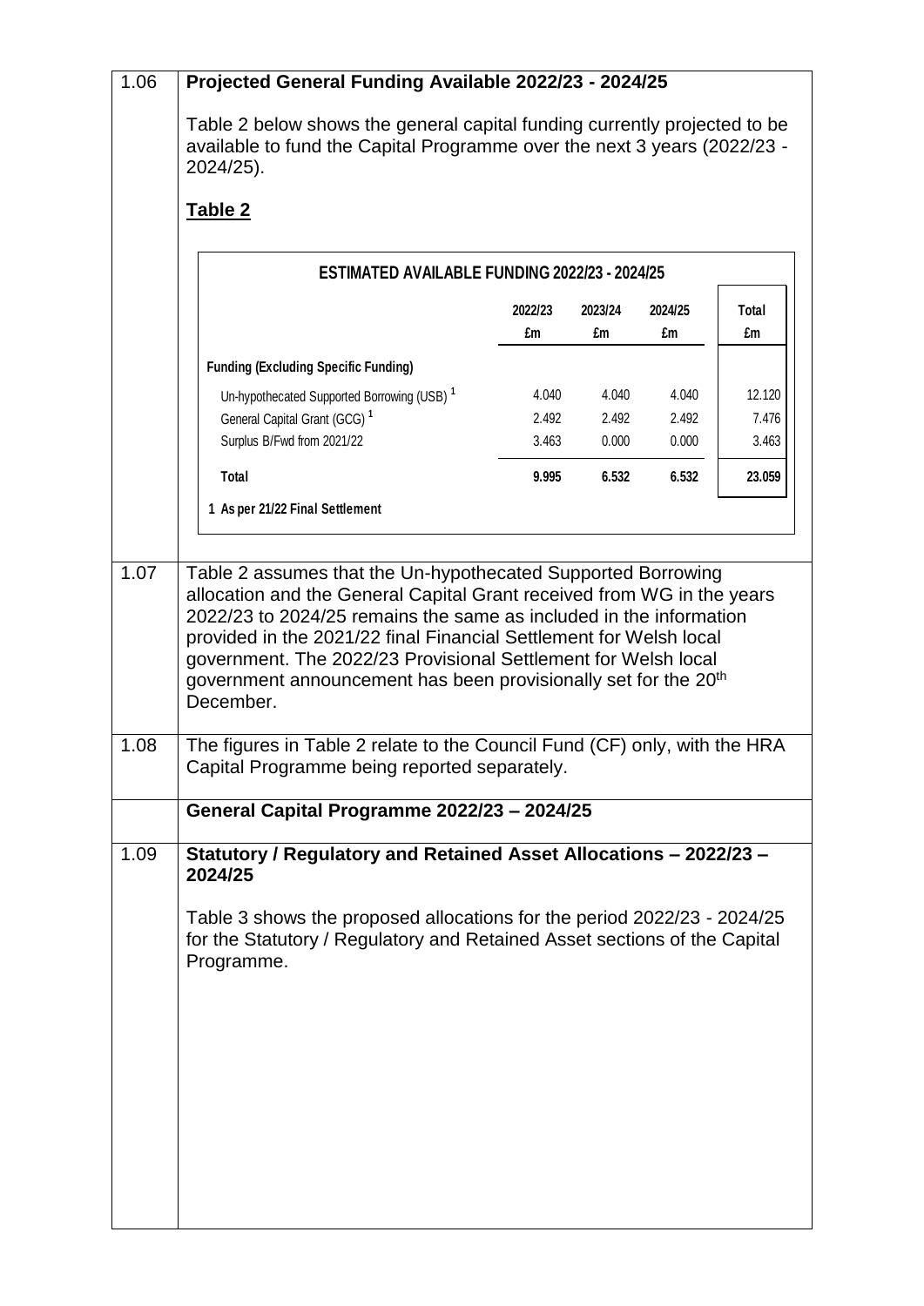1.06 **Projected General Funding Available 2022/23 - 2024/25**

Table 2 below shows the general capital funding currently projected to be available to fund the Capital Programme over the next 3 years (2022/23 - 2024/25).

**Table 2**

**ESTIMATED AVAILABLE FUNDING 2022/23 - 2024/25**

| | 2022/23 £m | 2023/24 £m | 2024/25 £m | Total £m |
|---|---|---|---|---|
| **Funding (Excluding Specific Funding)** | | | | |
| Un-hypothecated Supported Borrowing (USB) [1] | 4.040 | 4.040 | 4.040 | 12.120 |
| General Capital Grant (GCG) [1] | 2.492 | 2.492 | 2.492 | 7.476 |
| Surplus B/Fwd from 2021/22 | 3.463 | 0.000 | 0.000 | 3.463 |
| **Total** | **9.995** | **6.532** | **6.532** | **23.059** |

**1 As per 21/22 Final Settlement**

1.07 Table 2 assumes that the Un-hypothecated Supported Borrowing allocation and the General Capital Grant received from WG in the years 2022/23 to 2024/25 remains the same as included in the information provided in the 2021/22 final Financial Settlement for Welsh local government. The 2022/23 Provisional Settlement for Welsh local government announcement has been provisionally set for the 20th December.

1.08 The figures in Table 2 relate to the Council Fund (CF) only, with the HRA Capital Programme being reported separately.

**General Capital Programme 2022/23 – 2024/25**

1.09 **Statutory / Regulatory and Retained Asset Allocations – 2022/23 – 2024/25**

Table 3 shows the proposed allocations for the period 2022/23 - 2024/25 for the Statutory / Regulatory and Retained Asset sections of the Capital Programme.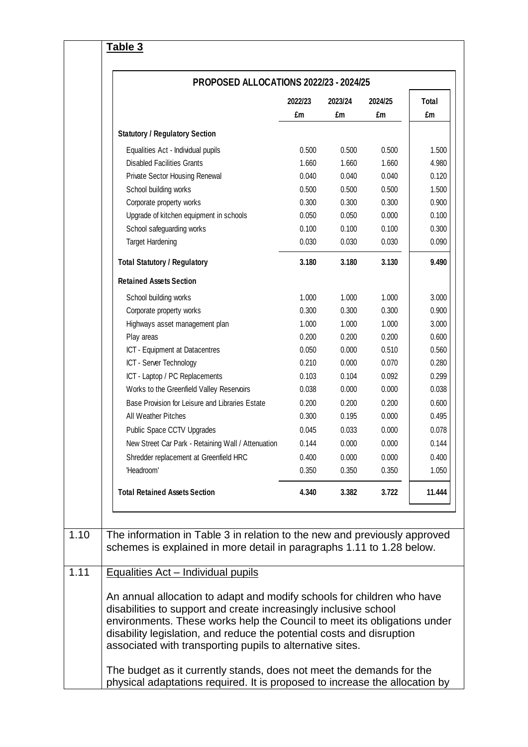**Table 3**

**PROPOSED ALLOCATIONS 2022/23 - 2024/25**

| | 2022/23 £m | 2023/24 £m | 2024/25 £m | Total £m |
|---|---|---|---|---|
| **Statutory / Regulatory Section** | | | | |
| Equalities Act - Individual pupils | 0.500 | 0.500 | 0.500 | 1.500 |
| Disabled Facilities Grants | 1.660 | 1.660 | 1.660 | 4.980 |
| Private Sector Housing Renewal | 0.040 | 0.040 | 0.040 | 0.120 |
| School building works | 0.500 | 0.500 | 0.500 | 1.500 |
| Corporate property works | 0.300 | 0.300 | 0.300 | 0.900 |
| Upgrade of kitchen equipment in schools | 0.050 | 0.050 | 0.000 | 0.100 |
| School safeguarding works | 0.100 | 0.100 | 0.100 | 0.300 |
| Target Hardening | 0.030 | 0.030 | 0.030 | 0.090 |
| **Total Statutory / Regulatory** | **3.180** | **3.180** | **3.130** | **9.490** |
| **Retained Assets Section** | | | | |
| School building works | 1.000 | 1.000 | 1.000 | 3.000 |
| Corporate property works | 0.300 | 0.300 | 0.300 | 0.900 |
| Highways asset management plan | 1.000 | 1.000 | 1.000 | 3.000 |
| Play areas | 0.200 | 0.200 | 0.200 | 0.600 |
| ICT - Equipment at Datacentres | 0.050 | 0.000 | 0.510 | 0.560 |
| ICT - Server Technology | 0.210 | 0.000 | 0.070 | 0.280 |
| ICT - Laptop / PC Replacements | 0.103 | 0.104 | 0.092 | 0.299 |
| Works to the Greenfield Valley Reservoirs | 0.038 | 0.000 | 0.000 | 0.038 |
| Base Provision for Leisure and Libraries Estate | 0.200 | 0.200 | 0.200 | 0.600 |
| All Weather Pitches | 0.300 | 0.195 | 0.000 | 0.495 |
| Public Space CCTV Upgrades | 0.045 | 0.033 | 0.000 | 0.078 |
| New Street Car Park - Retaining Wall / Attenuation | 0.144 | 0.000 | 0.000 | 0.144 |
| Shredder replacement at Greenfield HRC | 0.400 | 0.000 | 0.000 | 0.400 |
| 'Headroom' | 0.350 | 0.350 | 0.350 | 1.050 |
| **Total Retained Assets Section** | **4.340** | **3.382** | **3.722** | **11.444** |

1.10 The information in Table 3 in relation to the new and previously approved schemes is explained in more detail in paragraphs 1.11 to 1.28 below.

1.11 Equalities Act – Individual pupils

An annual allocation to adapt and modify schools for children who have disabilities to support and create increasingly inclusive school environments. These works help the Council to meet its obligations under disability legislation, and reduce the potential costs and disruption associated with transporting pupils to alternative sites.

The budget as it currently stands, does not meet the demands for the physical adaptations required. It is proposed to increase the allocation by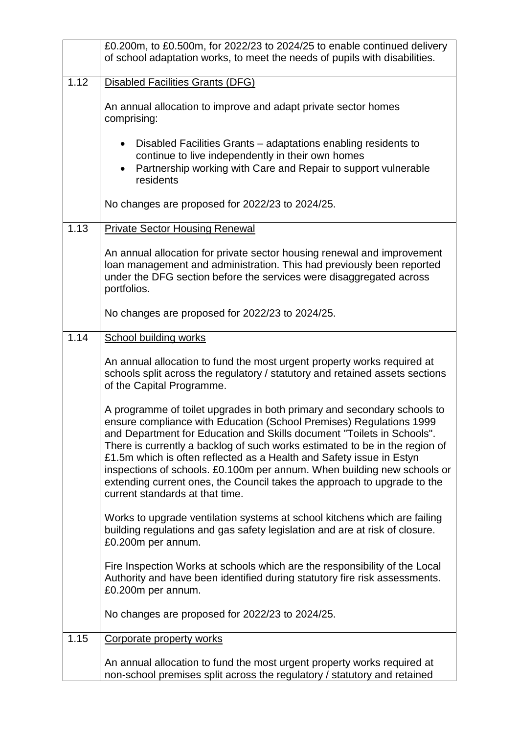| | |
|---|---|
| | £0.200m, to £0.500m, for 2022/23 to 2024/25 to enable continued delivery of school adaptation works, to meet the needs of pupils with disabilities. |
| 1.12 | <u>Disabled Facilities Grants (DFG)</u><br><br>An annual allocation to improve and adapt private sector homes comprising:<br><br>• Disabled Facilities Grants – adaptations enabling residents to continue to live independently in their own homes<br>• Partnership working with Care and Repair to support vulnerable residents<br><br>No changes are proposed for 2022/23 to 2024/25. |
| 1.13 | <u>Private Sector Housing Renewal</u><br><br>An annual allocation for private sector housing renewal and improvement loan management and administration. This had previously been reported under the DFG section before the services were disaggregated across portfolios.<br><br>No changes are proposed for 2022/23 to 2024/25. |
| 1.14 | <u>School building works</u><br><br>An annual allocation to fund the most urgent property works required at schools split across the regulatory / statutory and retained assets sections of the Capital Programme.<br><br>A programme of toilet upgrades in both primary and secondary schools to ensure compliance with Education (School Premises) Regulations 1999 and Department for Education and Skills document "Toilets in Schools". There is currently a backlog of such works estimated to be in the region of £1.5m which is often reflected as a Health and Safety issue in Estyn inspections of schools. £0.100m per annum. When building new schools or extending current ones, the Council takes the approach to upgrade to the current standards at that time.<br><br>Works to upgrade ventilation systems at school kitchens which are failing building regulations and gas safety legislation and are at risk of closure. £0.200m per annum.<br><br>Fire Inspection Works at schools which are the responsibility of the Local Authority and have been identified during statutory fire risk assessments. £0.200m per annum.<br><br>No changes are proposed for 2022/23 to 2024/25. |
| 1.15 | <u>Corporate property works</u><br><br>An annual allocation to fund the most urgent property works required at non-school premises split across the regulatory / statutory and retained |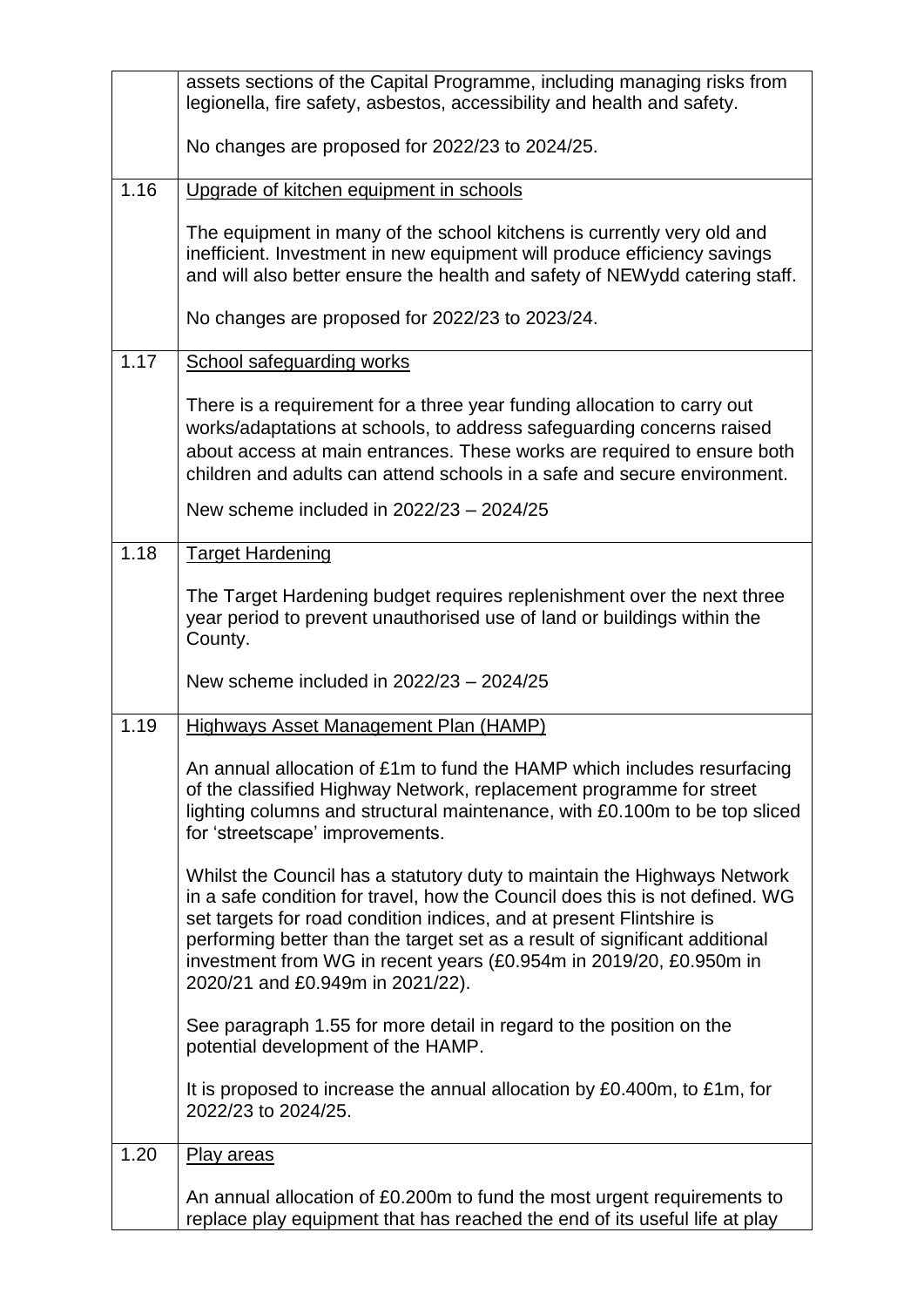| | |
|---|---|
| | assets sections of the Capital Programme, including managing risks from legionella, fire safety, asbestos, accessibility and health and safety.<br><br>No changes are proposed for 2022/23 to 2024/25. |
| 1.16 | <u>Upgrade of kitchen equipment in schools</u><br><br>The equipment in many of the school kitchens is currently very old and inefficient. Investment in new equipment will produce efficiency savings and will also better ensure the health and safety of NEWydd catering staff.<br><br>No changes are proposed for 2022/23 to 2023/24. |
| 1.17 | <u>School safeguarding works</u><br><br>There is a requirement for a three year funding allocation to carry out works/adaptations at schools, to address safeguarding concerns raised about access at main entrances. These works are required to ensure both children and adults can attend schools in a safe and secure environment.<br><br>New scheme included in 2022/23 – 2024/25 |
| 1.18 | <u>Target Hardening</u><br><br>The Target Hardening budget requires replenishment over the next three year period to prevent unauthorised use of land or buildings within the County.<br><br>New scheme included in 2022/23 – 2024/25 |
| 1.19 | <u>Highways Asset Management Plan (HAMP)</u><br><br>An annual allocation of £1m to fund the HAMP which includes resurfacing of the classified Highway Network, replacement programme for street lighting columns and structural maintenance, with £0.100m to be top sliced for 'streetscape' improvements.<br><br>Whilst the Council has a statutory duty to maintain the Highways Network in a safe condition for travel, how the Council does this is not defined. WG set targets for road condition indices, and at present Flintshire is performing better than the target set as a result of significant additional investment from WG in recent years (£0.954m in 2019/20, £0.950m in 2020/21 and £0.949m in 2021/22).<br><br>See paragraph 1.55 for more detail in regard to the position on the potential development of the HAMP.<br><br>It is proposed to increase the annual allocation by £0.400m, to £1m, for 2022/23 to 2024/25. |
| 1.20 | <u>Play areas</u><br><br>An annual allocation of £0.200m to fund the most urgent requirements to replace play equipment that has reached the end of its useful life at play |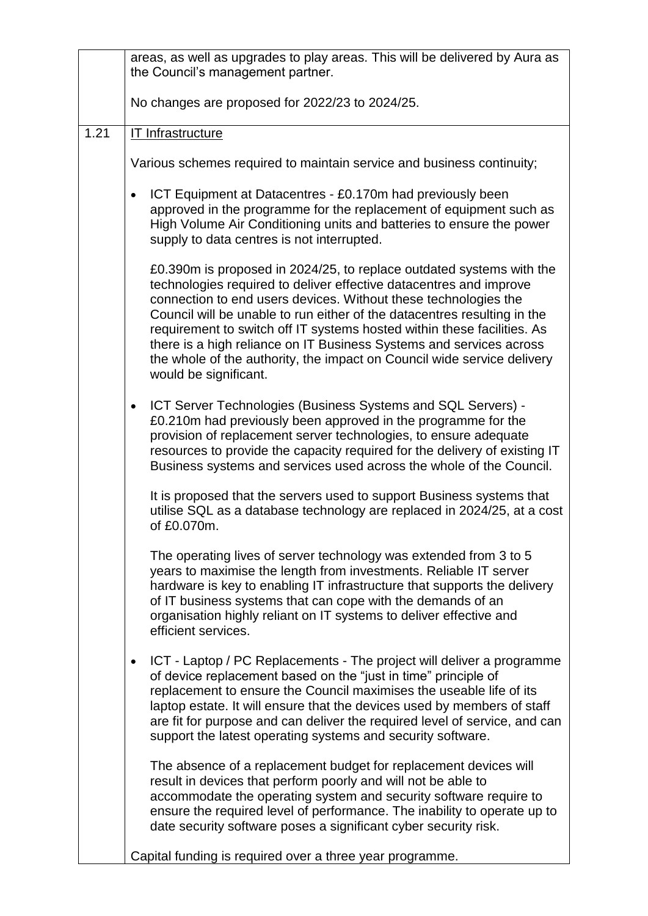| | |
|---|---|
| | areas, as well as upgrades to play areas. This will be delivered by Aura as the Council's management partner.<br><br>No changes are proposed for 2022/23 to 2024/25. |
| 1.21 | <u>IT Infrastructure</u><br><br>Various schemes required to maintain service and business continuity;<br><br>• ICT Equipment at Datacentres - £0.170m had previously been approved in the programme for the replacement of equipment such as High Volume Air Conditioning units and batteries to ensure the power supply to data centres is not interrupted.<br><br>£0.390m is proposed in 2024/25, to replace outdated systems with the technologies required to deliver effective datacentres and improve connection to end users devices. Without these technologies the Council will be unable to run either of the datacentres resulting in the requirement to switch off IT systems hosted within these facilities. As there is a high reliance on IT Business Systems and services across the whole of the authority, the impact on Council wide service delivery would be significant.<br><br>• ICT Server Technologies (Business Systems and SQL Servers) - £0.210m had previously been approved in the programme for the provision of replacement server technologies, to ensure adequate resources to provide the capacity required for the delivery of existing IT Business systems and services used across the whole of the Council.<br><br>It is proposed that the servers used to support Business systems that utilise SQL as a database technology are replaced in 2024/25, at a cost of £0.070m.<br><br>The operating lives of server technology was extended from 3 to 5 years to maximise the length from investments. Reliable IT server hardware is key to enabling IT infrastructure that supports the delivery of IT business systems that can cope with the demands of an organisation highly reliant on IT systems to deliver effective and efficient services.<br><br>• ICT - Laptop / PC Replacements - The project will deliver a programme of device replacement based on the "just in time" principle of replacement to ensure the Council maximises the useable life of its laptop estate. It will ensure that the devices used by members of staff are fit for purpose and can deliver the required level of service, and can support the latest operating systems and security software.<br><br>The absence of a replacement budget for replacement devices will result in devices that perform poorly and will not be able to accommodate the operating system and security software require to ensure the required level of performance. The inability to operate up to date security software poses a significant cyber security risk.<br><br>Capital funding is required over a three year programme. |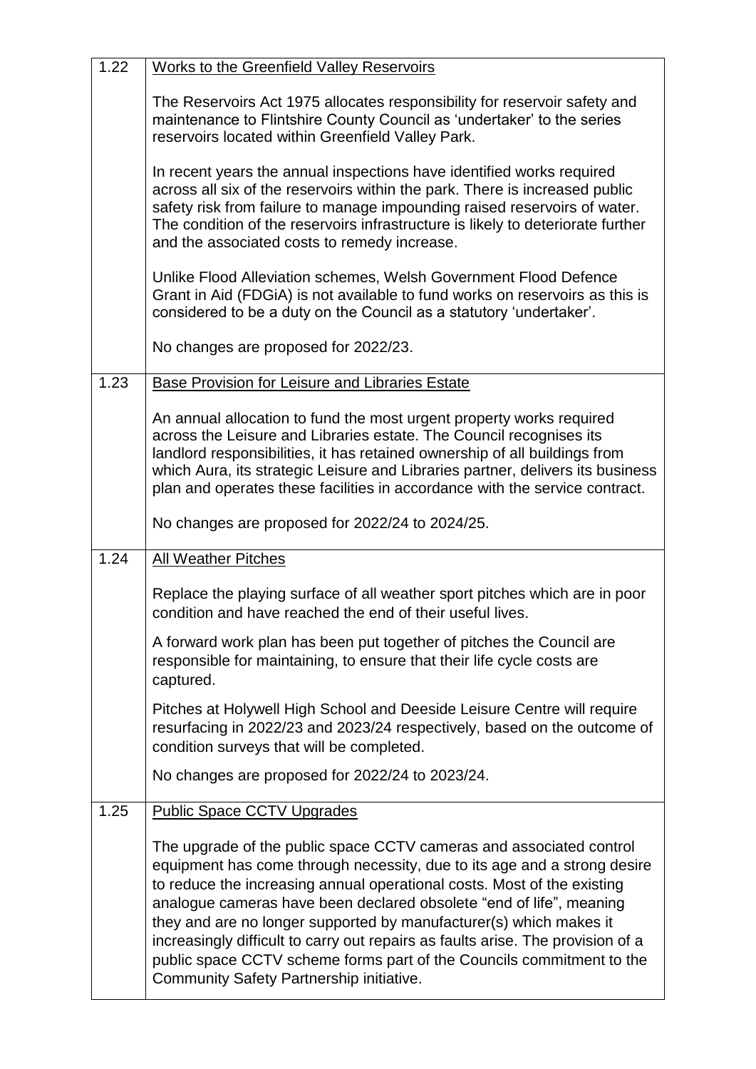| | |
|---|---|
| 1.22 | <u>Works to the Greenfield Valley Reservoirs</u><br><br>The Reservoirs Act 1975 allocates responsibility for reservoir safety and maintenance to Flintshire County Council as 'undertaker' to the series reservoirs located within Greenfield Valley Park.<br><br>In recent years the annual inspections have identified works required across all six of the reservoirs within the park. There is increased public safety risk from failure to manage impounding raised reservoirs of water. The condition of the reservoirs infrastructure is likely to deteriorate further and the associated costs to remedy increase.<br><br>Unlike Flood Alleviation schemes, Welsh Government Flood Defence Grant in Aid (FDGiA) is not available to fund works on reservoirs as this is considered to be a duty on the Council as a statutory 'undertaker'.<br><br>No changes are proposed for 2022/23. |
| 1.23 | <u>Base Provision for Leisure and Libraries Estate</u><br><br>An annual allocation to fund the most urgent property works required across the Leisure and Libraries estate. The Council recognises its landlord responsibilities, it has retained ownership of all buildings from which Aura, its strategic Leisure and Libraries partner, delivers its business plan and operates these facilities in accordance with the service contract.<br><br>No changes are proposed for 2022/24 to 2024/25. |
| 1.24 | <u>All Weather Pitches</u><br><br>Replace the playing surface of all weather sport pitches which are in poor condition and have reached the end of their useful lives.<br><br>A forward work plan has been put together of pitches the Council are responsible for maintaining, to ensure that their life cycle costs are captured.<br><br>Pitches at Holywell High School and Deeside Leisure Centre will require resurfacing in 2022/23 and 2023/24 respectively, based on the outcome of condition surveys that will be completed.<br><br>No changes are proposed for 2022/24 to 2023/24. |
| 1.25 | <u>Public Space CCTV Upgrades</u><br><br>The upgrade of the public space CCTV cameras and associated control equipment has come through necessity, due to its age and a strong desire to reduce the increasing annual operational costs. Most of the existing analogue cameras have been declared obsolete "end of life", meaning they and are no longer supported by manufacturer(s) which makes it increasingly difficult to carry out repairs as faults arise. The provision of a public space CCTV scheme forms part of the Councils commitment to the Community Safety Partnership initiative. |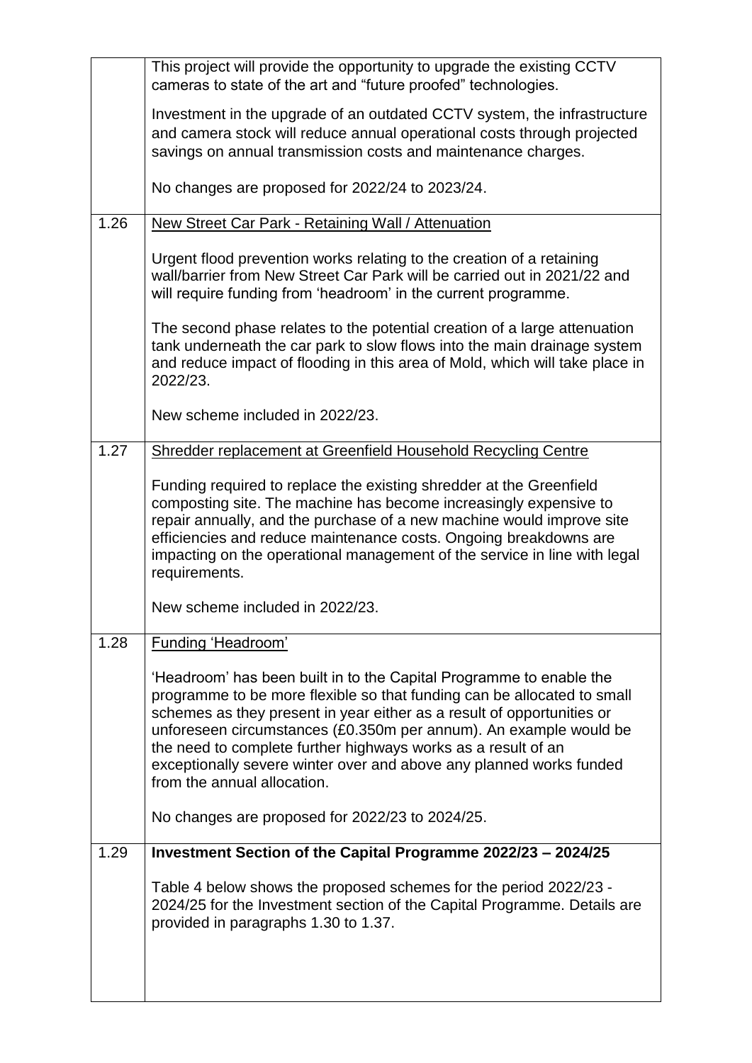| | |
|---|---|
| | This project will provide the opportunity to upgrade the existing CCTV cameras to state of the art and "future proofed" technologies.<br><br>Investment in the upgrade of an outdated CCTV system, the infrastructure and camera stock will reduce annual operational costs through projected savings on annual transmission costs and maintenance charges.<br><br>No changes are proposed for 2022/24 to 2023/24. |
| 1.26 | <u>New Street Car Park - Retaining Wall / Attenuation</u><br><br>Urgent flood prevention works relating to the creation of a retaining wall/barrier from New Street Car Park will be carried out in 2021/22 and will require funding from 'headroom' in the current programme.<br><br>The second phase relates to the potential creation of a large attenuation tank underneath the car park to slow flows into the main drainage system and reduce impact of flooding in this area of Mold, which will take place in 2022/23.<br><br>New scheme included in 2022/23. |
| 1.27 | <u>Shredder replacement at Greenfield Household Recycling Centre</u><br><br>Funding required to replace the existing shredder at the Greenfield composting site. The machine has become increasingly expensive to repair annually, and the purchase of a new machine would improve site efficiencies and reduce maintenance costs. Ongoing breakdowns are impacting on the operational management of the service in line with legal requirements.<br><br>New scheme included in 2022/23. |
| 1.28 | <u>Funding 'Headroom'</u><br><br>'Headroom' has been built in to the Capital Programme to enable the programme to be more flexible so that funding can be allocated to small schemes as they present in year either as a result of opportunities or unforeseen circumstances (£0.350m per annum). An example would be the need to complete further highways works as a result of an exceptionally severe winter over and above any planned works funded from the annual allocation.<br><br>No changes are proposed for 2022/23 to 2024/25. |
| 1.29 | **Investment Section of the Capital Programme 2022/23 – 2024/25**<br><br>Table 4 below shows the proposed schemes for the period 2022/23 - 2024/25 for the Investment section of the Capital Programme. Details are provided in paragraphs 1.30 to 1.37. |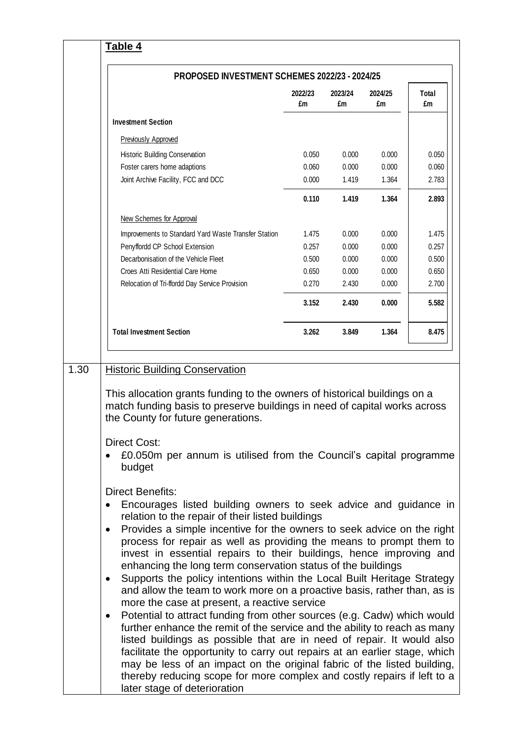**Table 4**

| PROPOSED INVESTMENT SCHEMES 2022/23 - 2024/25 | 2022/23 £m | 2023/24 £m | 2024/25 £m | Total £m |
|---|---|---|---|---|
| **Investment Section** | | | | |
| Previously Approved | | | | |
| Historic Building Conservation | 0.050 | 0.000 | 0.000 | 0.050 |
| Foster carers home adaptions | 0.060 | 0.000 | 0.000 | 0.060 |
| Joint Archive Facility, FCC and DCC | 0.000 | 1.419 | 1.364 | 2.783 |
| | **0.110** | **1.419** | **1.364** | **2.893** |
| New Schemes for Approval | | | | |
| Improvements to Standard Yard Waste Transfer Station | 1.475 | 0.000 | 0.000 | 1.475 |
| Penyffordd CP School Extension | 0.257 | 0.000 | 0.000 | 0.257 |
| Decarbonisation of the Vehicle Fleet | 0.500 | 0.000 | 0.000 | 0.500 |
| Croes Atti Residential Care Home | 0.650 | 0.000 | 0.000 | 0.650 |
| Relocation of Tri-ffordd Day Service Provision | 0.270 | 2.430 | 0.000 | 2.700 |
| | **3.152** | **2.430** | **0.000** | **5.582** |
| **Total Investment Section** | **3.262** | **3.849** | **1.364** | **8.475** |

1.30 Historic Building Conservation

This allocation grants funding to the owners of historical buildings on a match funding basis to preserve buildings in need of capital works across the County for future generations.

Direct Cost:

- £0.050m per annum is utilised from the Council's capital programme budget

Direct Benefits:

- Encourages listed building owners to seek advice and guidance in relation to the repair of their listed buildings
- Provides a simple incentive for the owners to seek advice on the right process for repair as well as providing the means to prompt them to invest in essential repairs to their buildings, hence improving and enhancing the long term conservation status of the buildings
- Supports the policy intentions within the Local Built Heritage Strategy and allow the team to work more on a proactive basis, rather than, as is more the case at present, a reactive service
- Potential to attract funding from other sources (e.g. Cadw) which would further enhance the remit of the service and the ability to reach as many listed buildings as possible that are in need of repair. It would also facilitate the opportunity to carry out repairs at an earlier stage, which may be less of an impact on the original fabric of the listed building, thereby reducing scope for more complex and costly repairs if left to a later stage of deterioration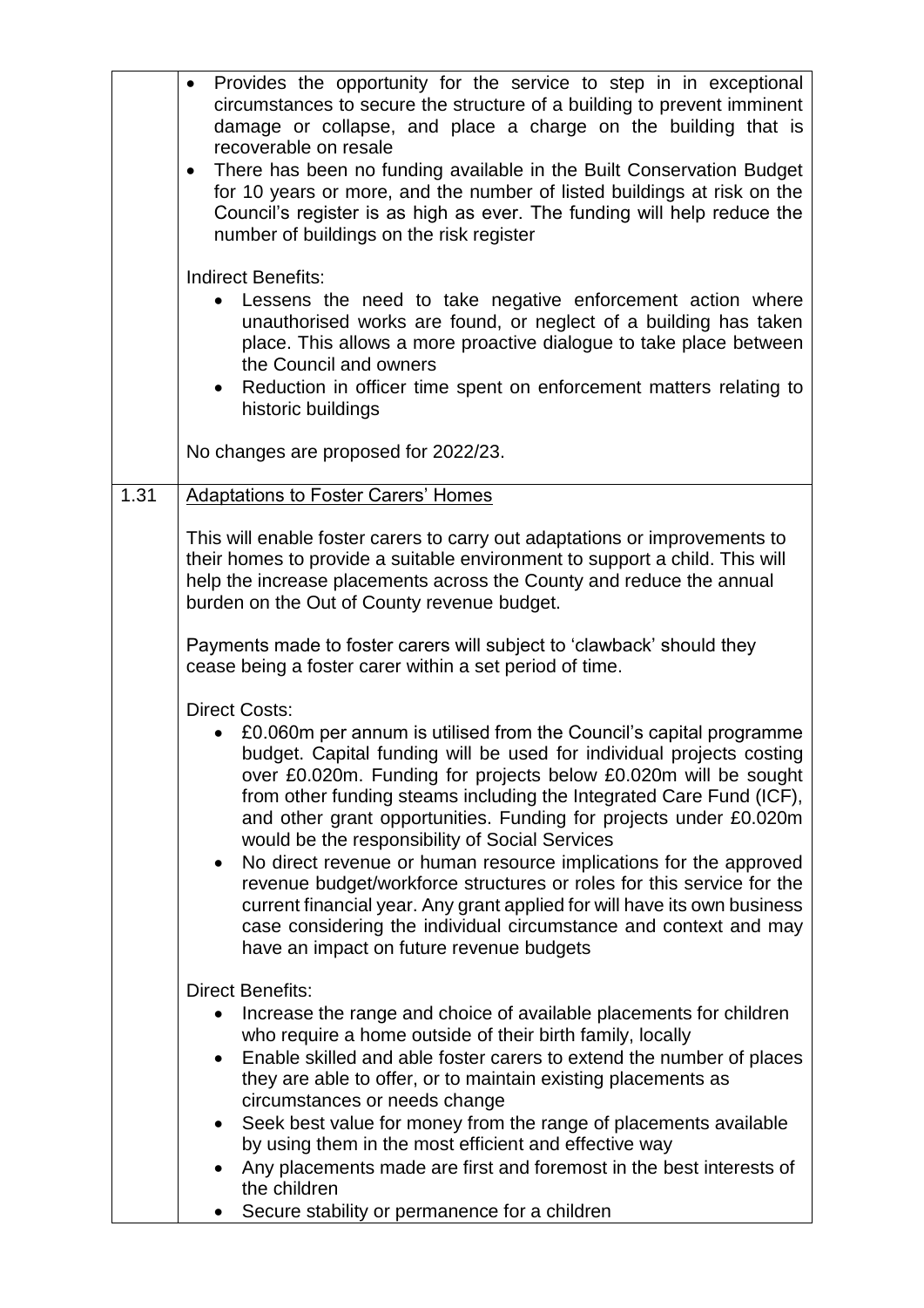| | |
|---|---|
| | • Provides the opportunity for the service to step in in exceptional circumstances to secure the structure of a building to prevent imminent damage or collapse, and place a charge on the building that is recoverable on resale<br>• There has been no funding available in the Built Conservation Budget for 10 years or more, and the number of listed buildings at risk on the Council's register is as high as ever. The funding will help reduce the number of buildings on the risk register<br><br>Indirect Benefits:<br>• Lessens the need to take negative enforcement action where unauthorised works are found, or neglect of a building has taken place. This allows a more proactive dialogue to take place between the Council and owners<br>• Reduction in officer time spent on enforcement matters relating to historic buildings<br><br>No changes are proposed for 2022/23. |
| 1.31 | <u>Adaptations to Foster Carers' Homes</u><br><br>This will enable foster carers to carry out adaptations or improvements to their homes to provide a suitable environment to support a child. This will help the increase placements across the County and reduce the annual burden on the Out of County revenue budget.<br><br>Payments made to foster carers will subject to 'clawback' should they cease being a foster carer within a set period of time.<br><br>Direct Costs:<br>• £0.060m per annum is utilised from the Council's capital programme budget. Capital funding will be used for individual projects costing over £0.020m. Funding for projects below £0.020m will be sought from other funding steams including the Integrated Care Fund (ICF), and other grant opportunities. Funding for projects under £0.020m would be the responsibility of Social Services<br>• No direct revenue or human resource implications for the approved revenue budget/workforce structures or roles for this service for the current financial year. Any grant applied for will have its own business case considering the individual circumstance and context and may have an impact on future revenue budgets<br><br>Direct Benefits:<br>• Increase the range and choice of available placements for children who require a home outside of their birth family, locally<br>• Enable skilled and able foster carers to extend the number of places they are able to offer, or to maintain existing placements as circumstances or needs change<br>• Seek best value for money from the range of placements available by using them in the most efficient and effective way<br>• Any placements made are first and foremost in the best interests of the children<br>• Secure stability or permanence for a children |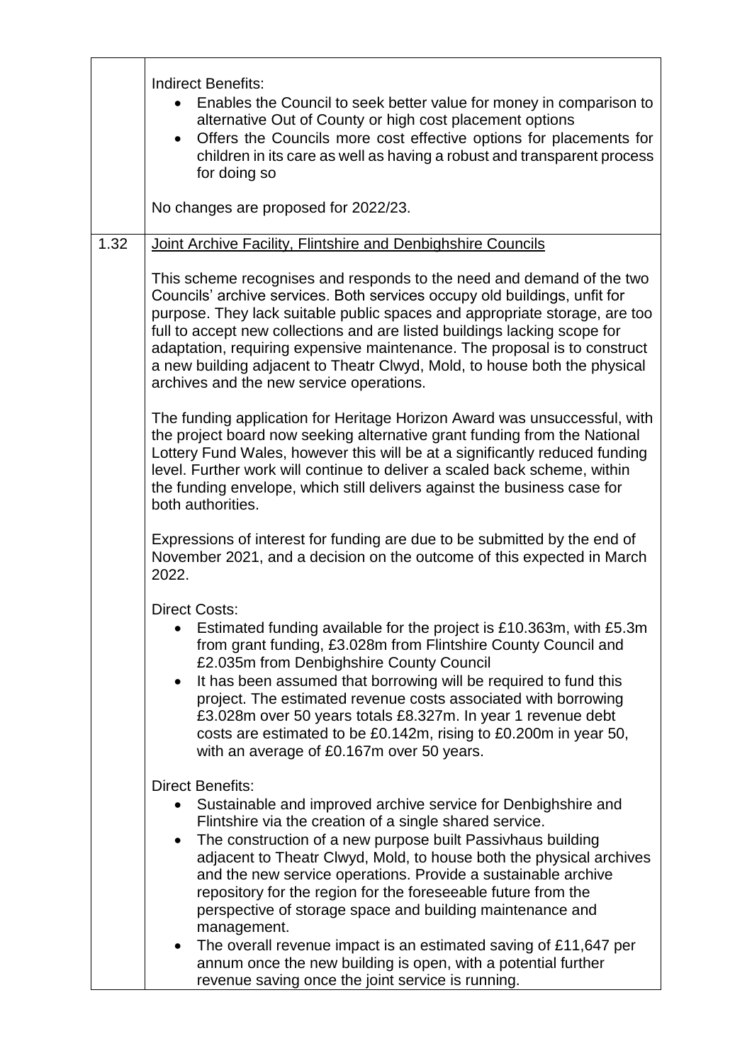| | |
|---|---|
| | Indirect Benefits:<br>• Enables the Council to seek better value for money in comparison to alternative Out of County or high cost placement options<br>• Offers the Councils more cost effective options for placements for children in its care as well as having a robust and transparent process for doing so<br><br>No changes are proposed for 2022/23. |
| 1.32 | <u>Joint Archive Facility, Flintshire and Denbighshire Councils</u><br><br>This scheme recognises and responds to the need and demand of the two Councils' archive services. Both services occupy old buildings, unfit for purpose. They lack suitable public spaces and appropriate storage, are too full to accept new collections and are listed buildings lacking scope for adaptation, requiring expensive maintenance. The proposal is to construct a new building adjacent to Theatr Clwyd, Mold, to house both the physical archives and the new service operations.<br><br>The funding application for Heritage Horizon Award was unsuccessful, with the project board now seeking alternative grant funding from the National Lottery Fund Wales, however this will be at a significantly reduced funding level. Further work will continue to deliver a scaled back scheme, within the funding envelope, which still delivers against the business case for both authorities.<br><br>Expressions of interest for funding are due to be submitted by the end of November 2021, and a decision on the outcome of this expected in March 2022.<br><br>Direct Costs:<br>• Estimated funding available for the project is £10.363m, with £5.3m from grant funding, £3.028m from Flintshire County Council and £2.035m from Denbighshire County Council<br>• It has been assumed that borrowing will be required to fund this project. The estimated revenue costs associated with borrowing £3.028m over 50 years totals £8.327m. In year 1 revenue debt costs are estimated to be £0.142m, rising to £0.200m in year 50, with an average of £0.167m over 50 years.<br><br>Direct Benefits:<br>• Sustainable and improved archive service for Denbighshire and Flintshire via the creation of a single shared service.<br>• The construction of a new purpose built Passivhaus building adjacent to Theatr Clwyd, Mold, to house both the physical archives and the new service operations. Provide a sustainable archive repository for the region for the foreseeable future from the perspective of storage space and building maintenance and management.<br>• The overall revenue impact is an estimated saving of £11,647 per annum once the new building is open, with a potential further revenue saving once the joint service is running. |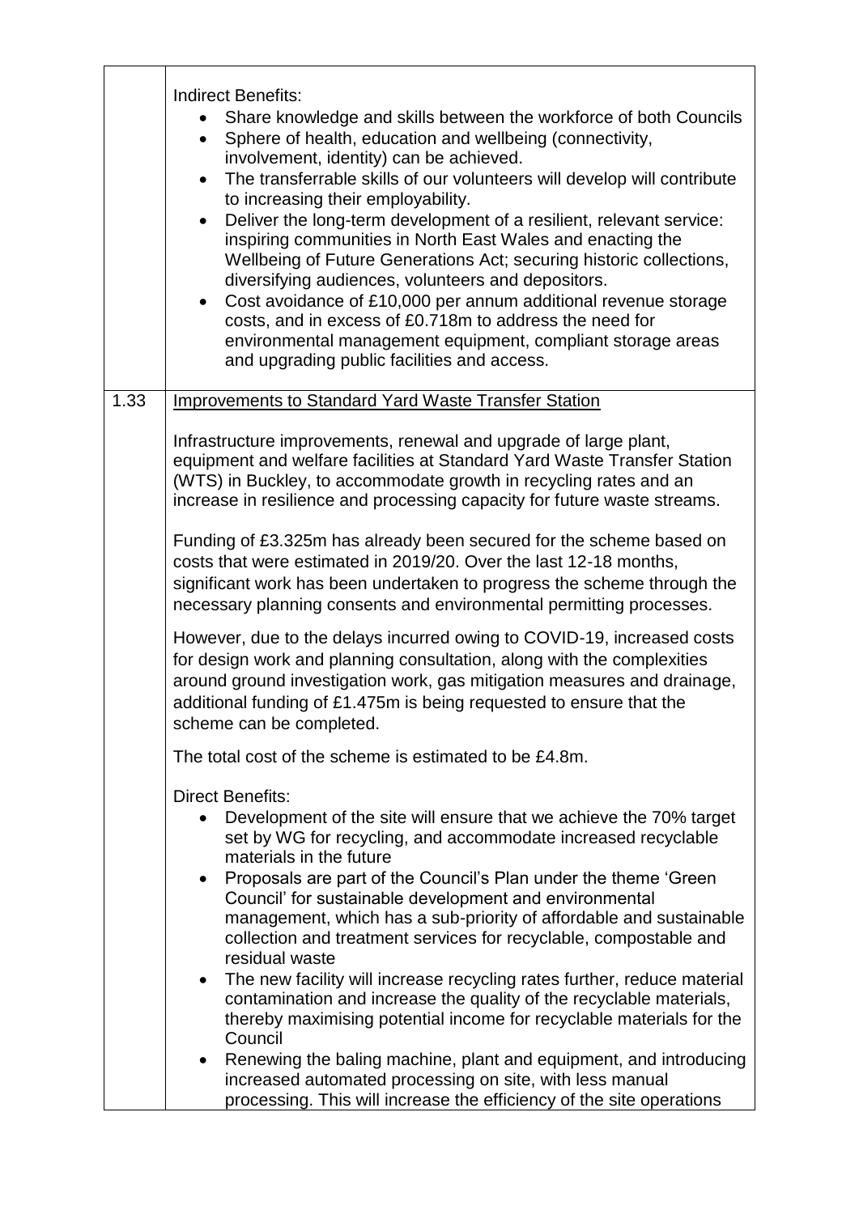| | |
|---|---|
| | Indirect Benefits:<br>• Share knowledge and skills between the workforce of both Councils<br>• Sphere of health, education and wellbeing (connectivity, involvement, identity) can be achieved.<br>• The transferrable skills of our volunteers will develop will contribute to increasing their employability.<br>• Deliver the long-term development of a resilient, relevant service: inspiring communities in North East Wales and enacting the Wellbeing of Future Generations Act; securing historic collections, diversifying audiences, volunteers and depositors.<br>• Cost avoidance of £10,000 per annum additional revenue storage costs, and in excess of £0.718m to address the need for environmental management equipment, compliant storage areas and upgrading public facilities and access. |
| 1.33 | <u>Improvements to Standard Yard Waste Transfer Station</u><br><br>Infrastructure improvements, renewal and upgrade of large plant, equipment and welfare facilities at Standard Yard Waste Transfer Station (WTS) in Buckley, to accommodate growth in recycling rates and an increase in resilience and processing capacity for future waste streams.<br><br>Funding of £3.325m has already been secured for the scheme based on costs that were estimated in 2019/20. Over the last 12-18 months, significant work has been undertaken to progress the scheme through the necessary planning consents and environmental permitting processes.<br><br>However, due to the delays incurred owing to COVID-19, increased costs for design work and planning consultation, along with the complexities around ground investigation work, gas mitigation measures and drainage, additional funding of £1.475m is being requested to ensure that the scheme can be completed.<br><br>The total cost of the scheme is estimated to be £4.8m.<br><br>Direct Benefits:<br>• Development of the site will ensure that we achieve the 70% target set by WG for recycling, and accommodate increased recyclable materials in the future<br>• Proposals are part of the Council's Plan under the theme 'Green Council' for sustainable development and environmental management, which has a sub-priority of affordable and sustainable collection and treatment services for recyclable, compostable and residual waste<br>• The new facility will increase recycling rates further, reduce material contamination and increase the quality of the recyclable materials, thereby maximising potential income for recyclable materials for the Council<br>• Renewing the baling machine, plant and equipment, and introducing increased automated processing on site, with less manual processing. This will increase the efficiency of the site operations |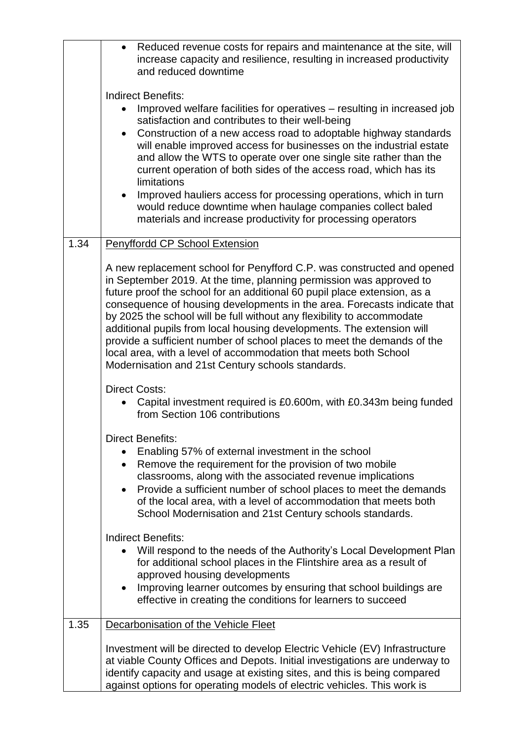| | |
|---|---|
| | • Reduced revenue costs for repairs and maintenance at the site, will increase capacity and resilience, resulting in increased productivity and reduced downtime<br><br>Indirect Benefits:<br>• Improved welfare facilities for operatives – resulting in increased job satisfaction and contributes to their well-being<br>• Construction of a new access road to adoptable highway standards will enable improved access for businesses on the industrial estate and allow the WTS to operate over one single site rather than the current operation of both sides of the access road, which has its limitations<br>• Improved hauliers access for processing operations, which in turn would reduce downtime when haulage companies collect baled materials and increase productivity for processing operators |
| 1.34 | <u>Penyffordd CP School Extension</u><br><br>A new replacement school for Penyfford C.P. was constructed and opened in September 2019. At the time, planning permission was approved to future proof the school for an additional 60 pupil place extension, as a consequence of housing developments in the area. Forecasts indicate that by 2025 the school will be full without any flexibility to accommodate additional pupils from local housing developments. The extension will provide a sufficient number of school places to meet the demands of the local area, with a level of accommodation that meets both School Modernisation and 21st Century schools standards.<br><br>Direct Costs:<br>• Capital investment required is £0.600m, with £0.343m being funded from Section 106 contributions<br><br>Direct Benefits:<br>• Enabling 57% of external investment in the school<br>• Remove the requirement for the provision of two mobile classrooms, along with the associated revenue implications<br>• Provide a sufficient number of school places to meet the demands of the local area, with a level of accommodation that meets both School Modernisation and 21st Century schools standards.<br><br>Indirect Benefits:<br>• Will respond to the needs of the Authority's Local Development Plan for additional school places in the Flintshire area as a result of approved housing developments<br>• Improving learner outcomes by ensuring that school buildings are effective in creating the conditions for learners to succeed |
| 1.35 | <u>Decarbonisation of the Vehicle Fleet</u><br><br>Investment will be directed to develop Electric Vehicle (EV) Infrastructure at viable County Offices and Depots. Initial investigations are underway to identify capacity and usage at existing sites, and this is being compared against options for operating models of electric vehicles. This work is |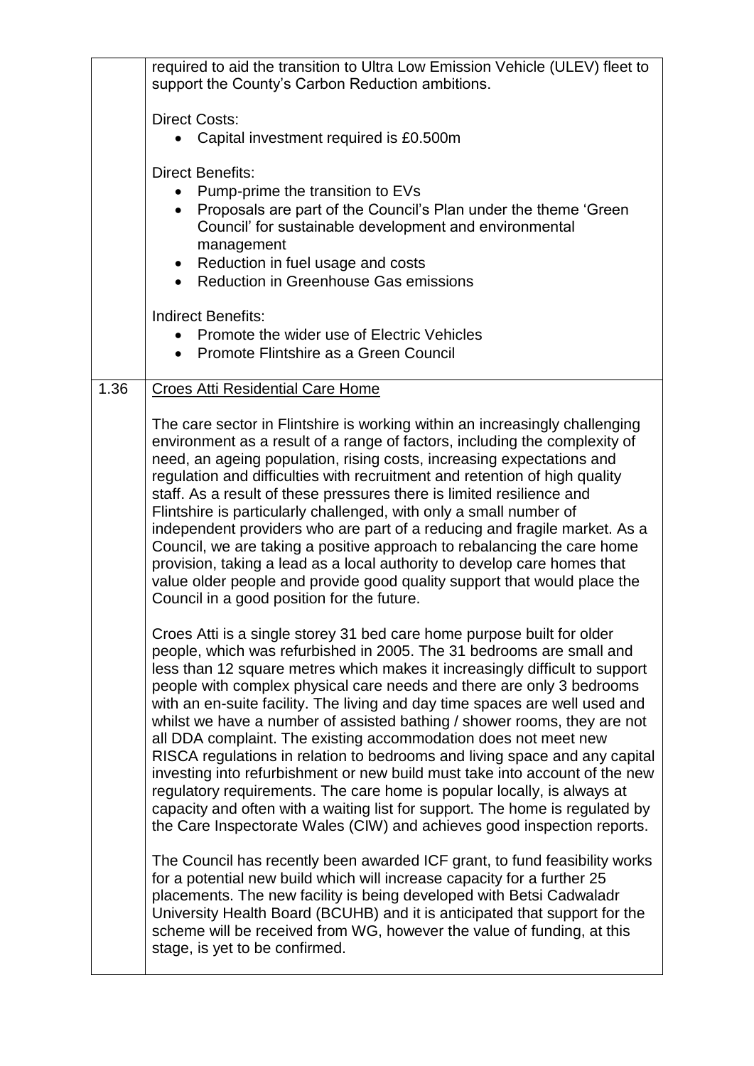| | |
|---|---|
| | required to aid the transition to Ultra Low Emission Vehicle (ULEV) fleet to support the County's Carbon Reduction ambitions.<br><br>Direct Costs:<br>• Capital investment required is £0.500m<br><br>Direct Benefits:<br>• Pump-prime the transition to EVs<br>• Proposals are part of the Council's Plan under the theme 'Green Council' for sustainable development and environmental management<br>• Reduction in fuel usage and costs<br>• Reduction in Greenhouse Gas emissions<br><br>Indirect Benefits:<br>• Promote the wider use of Electric Vehicles<br>• Promote Flintshire as a Green Council |
| 1.36 | <u>Croes Atti Residential Care Home</u><br><br>The care sector in Flintshire is working within an increasingly challenging environment as a result of a range of factors, including the complexity of need, an ageing population, rising costs, increasing expectations and regulation and difficulties with recruitment and retention of high quality staff. As a result of these pressures there is limited resilience and Flintshire is particularly challenged, with only a small number of independent providers who are part of a reducing and fragile market. As a Council, we are taking a positive approach to rebalancing the care home provision, taking a lead as a local authority to develop care homes that value older people and provide good quality support that would place the Council in a good position for the future.<br><br>Croes Atti is a single storey 31 bed care home purpose built for older people, which was refurbished in 2005. The 31 bedrooms are small and less than 12 square metres which makes it increasingly difficult to support people with complex physical care needs and there are only 3 bedrooms with an en-suite facility. The living and day time spaces are well used and whilst we have a number of assisted bathing / shower rooms, they are not all DDA complaint. The existing accommodation does not meet new RISCA regulations in relation to bedrooms and living space and any capital investing into refurbishment or new build must take into account of the new regulatory requirements. The care home is popular locally, is always at capacity and often with a waiting list for support. The home is regulated by the Care Inspectorate Wales (CIW) and achieves good inspection reports.<br><br>The Council has recently been awarded ICF grant, to fund feasibility works for a potential new build which will increase capacity for a further 25 placements. The new facility is being developed with Betsi Cadwaladr University Health Board (BCUHB) and it is anticipated that support for the scheme will be received from WG, however the value of funding, at this stage, is yet to be confirmed. |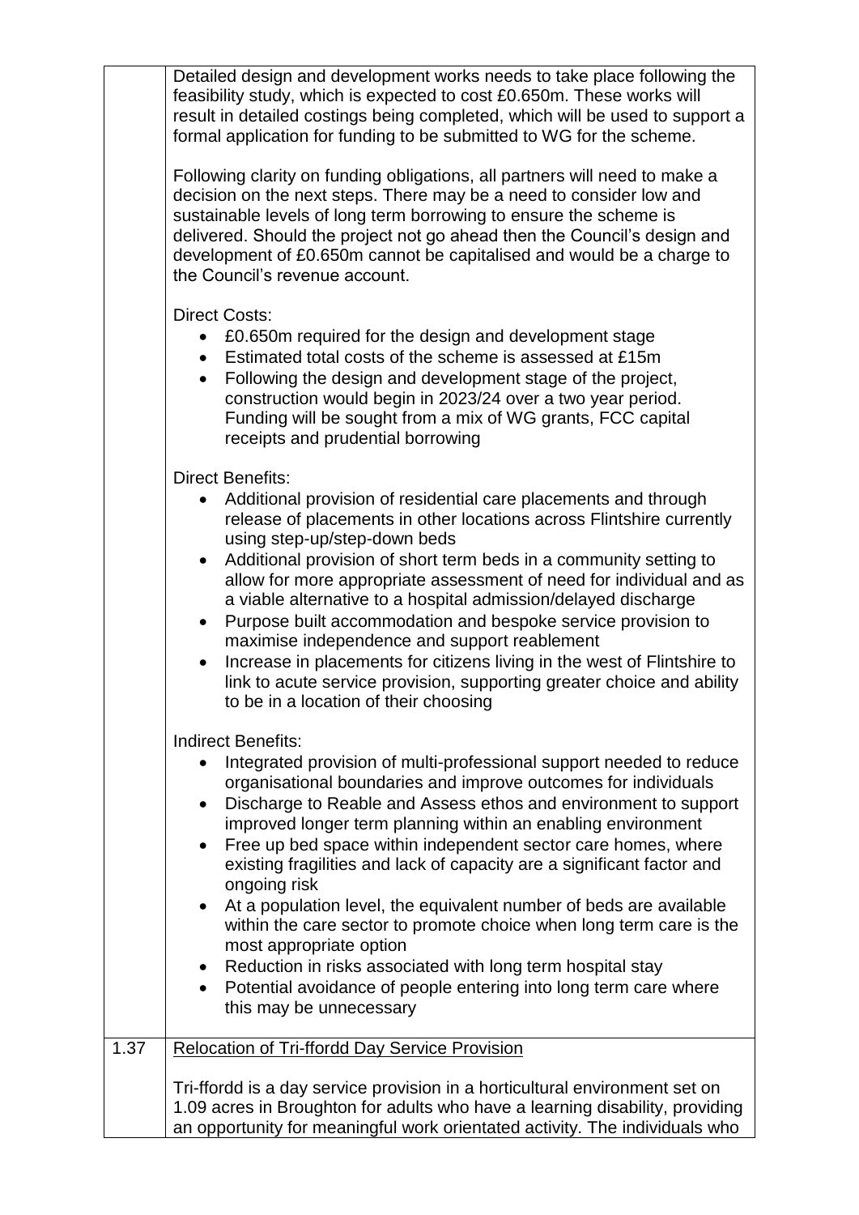| | |
|---|---|
| | Detailed design and development works needs to take place following the feasibility study, which is expected to cost £0.650m. These works will result in detailed costings being completed, which will be used to support a formal application for funding to be submitted to WG for the scheme.<br><br>Following clarity on funding obligations, all partners will need to make a decision on the next steps. There may be a need to consider low and sustainable levels of long term borrowing to ensure the scheme is delivered. Should the project not go ahead then the Council's design and development of £0.650m cannot be capitalised and would be a charge to the Council's revenue account.<br><br>Direct Costs:<br>• £0.650m required for the design and development stage<br>• Estimated total costs of the scheme is assessed at £15m<br>• Following the design and development stage of the project, construction would begin in 2023/24 over a two year period. Funding will be sought from a mix of WG grants, FCC capital receipts and prudential borrowing<br><br>Direct Benefits:<br>• Additional provision of residential care placements and through release of placements in other locations across Flintshire currently using step-up/step-down beds<br>• Additional provision of short term beds in a community setting to allow for more appropriate assessment of need for individual and as a viable alternative to a hospital admission/delayed discharge<br>• Purpose built accommodation and bespoke service provision to maximise independence and support reablement<br>• Increase in placements for citizens living in the west of Flintshire to link to acute service provision, supporting greater choice and ability to be in a location of their choosing<br><br>Indirect Benefits:<br>• Integrated provision of multi-professional support needed to reduce organisational boundaries and improve outcomes for individuals<br>• Discharge to Reable and Assess ethos and environment to support improved longer term planning within an enabling environment<br>• Free up bed space within independent sector care homes, where existing fragilities and lack of capacity are a significant factor and ongoing risk<br>• At a population level, the equivalent number of beds are available within the care sector to promote choice when long term care is the most appropriate option<br>• Reduction in risks associated with long term hospital stay<br>• Potential avoidance of people entering into long term care where this may be unnecessary |
| 1.37 | <u>Relocation of Tri-ffordd Day Service Provision</u><br><br>Tri-ffordd is a day service provision in a horticultural environment set on 1.09 acres in Broughton for adults who have a learning disability, providing an opportunity for meaningful work orientated activity. The individuals who |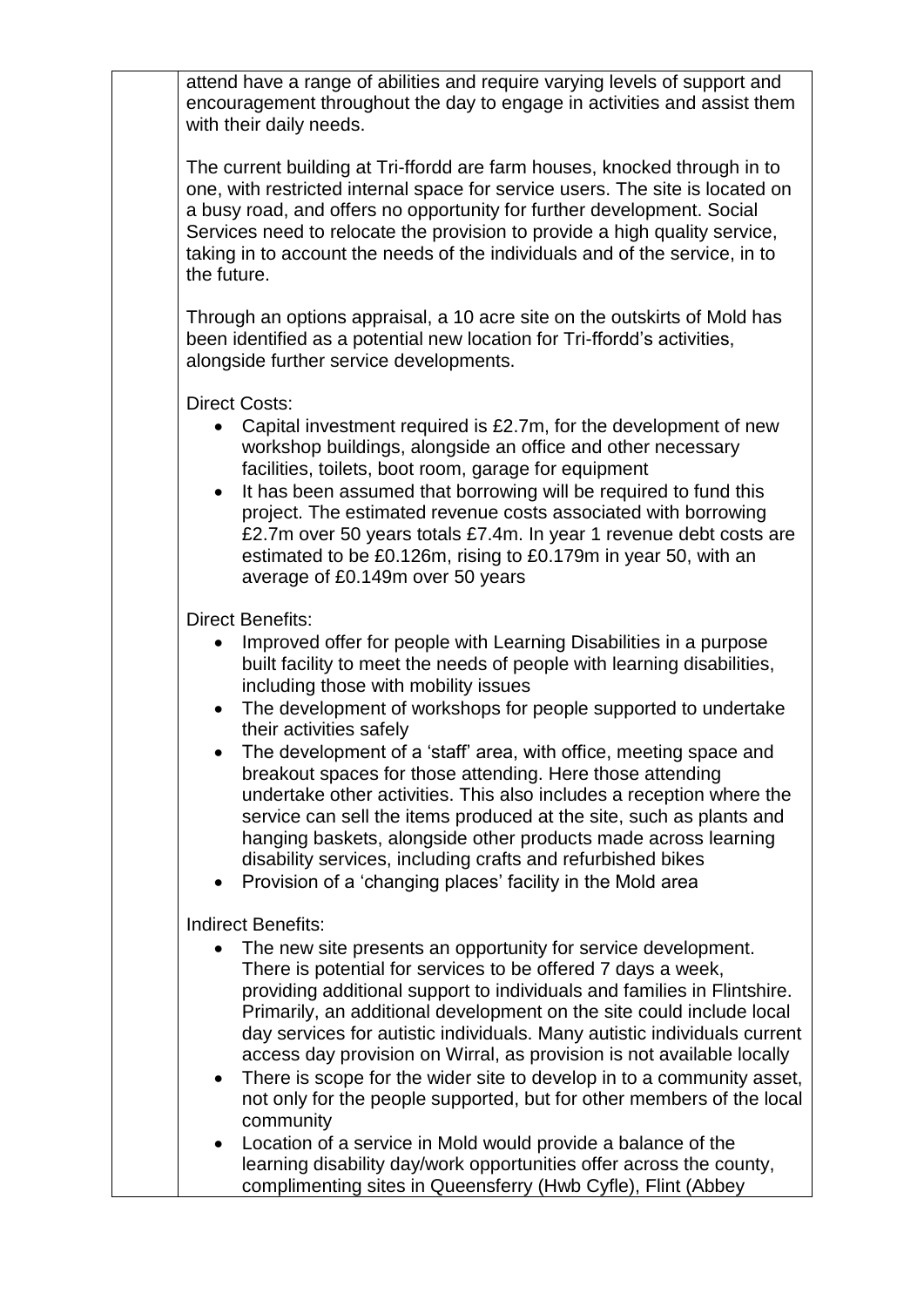attend have a range of abilities and require varying levels of support and encouragement throughout the day to engage in activities and assist them with their daily needs.

The current building at Tri-ffordd are farm houses, knocked through in to one, with restricted internal space for service users. The site is located on a busy road, and offers no opportunity for further development. Social Services need to relocate the provision to provide a high quality service, taking in to account the needs of the individuals and of the service, in to the future.

Through an options appraisal, a 10 acre site on the outskirts of Mold has been identified as a potential new location for Tri-ffordd's activities, alongside further service developments.

Direct Costs:

- Capital investment required is £2.7m, for the development of new workshop buildings, alongside an office and other necessary facilities, toilets, boot room, garage for equipment
- It has been assumed that borrowing will be required to fund this project. The estimated revenue costs associated with borrowing £2.7m over 50 years totals £7.4m. In year 1 revenue debt costs are estimated to be £0.126m, rising to £0.179m in year 50, with an average of £0.149m over 50 years

Direct Benefits:

- Improved offer for people with Learning Disabilities in a purpose built facility to meet the needs of people with learning disabilities, including those with mobility issues
- The development of workshops for people supported to undertake their activities safely
- The development of a 'staff' area, with office, meeting space and breakout spaces for those attending. Here those attending undertake other activities. This also includes a reception where the service can sell the items produced at the site, such as plants and hanging baskets, alongside other products made across learning disability services, including crafts and refurbished bikes
- Provision of a 'changing places' facility in the Mold area

Indirect Benefits:

- The new site presents an opportunity for service development. There is potential for services to be offered 7 days a week, providing additional support to individuals and families in Flintshire. Primarily, an additional development on the site could include local day services for autistic individuals. Many autistic individuals current access day provision on Wirral, as provision is not available locally
- There is scope for the wider site to develop in to a community asset, not only for the people supported, but for other members of the local community
- Location of a service in Mold would provide a balance of the learning disability day/work opportunities offer across the county, complimenting sites in Queensferry (Hwb Cyfle), Flint (Abbey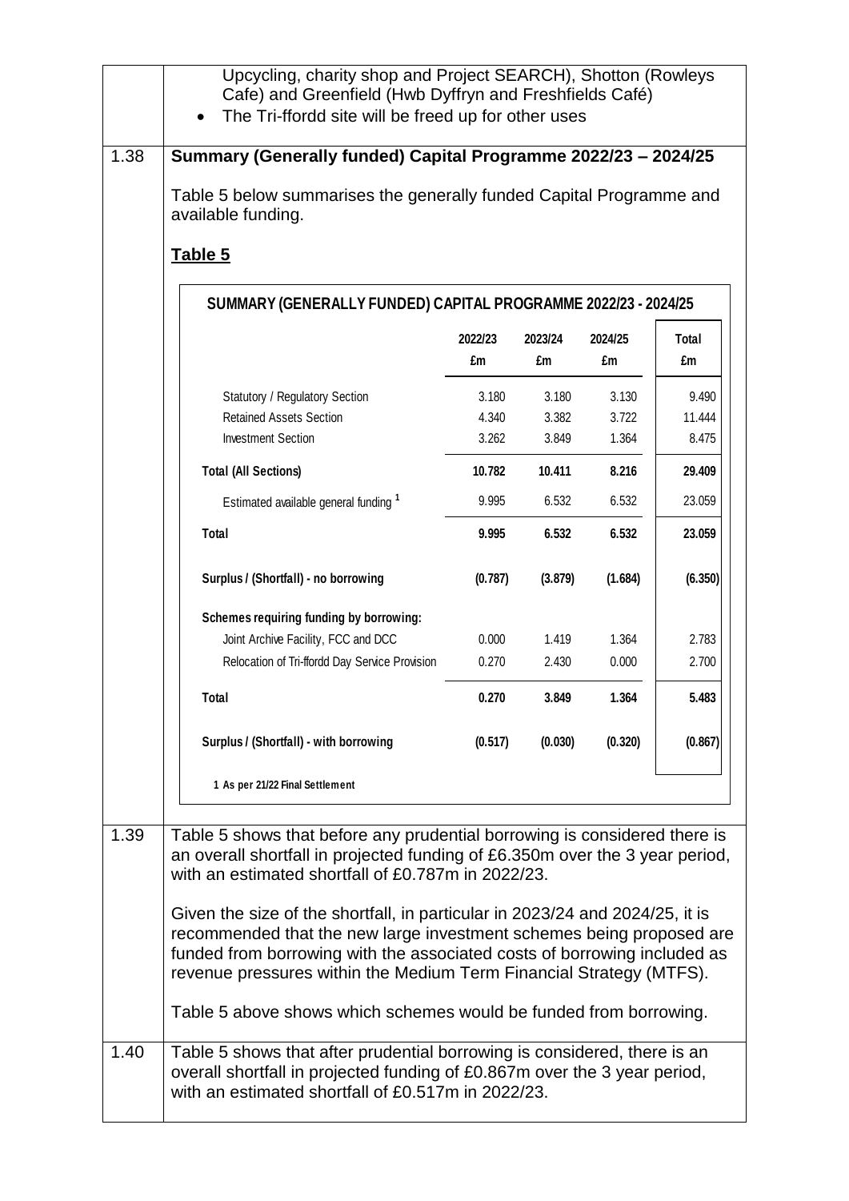Upcycling, charity shop and Project SEARCH), Shotton (Rowleys Cafe) and Greenfield (Hwb Dyffryn and Freshfields Café)

- The Tri-ffordd site will be freed up for other uses

**1.38 Summary (Generally funded) Capital Programme 2022/23 – 2024/25**

Table 5 below summarises the generally funded Capital Programme and available funding.

**Table 5**

**SUMMARY (GENERALLY FUNDED) CAPITAL PROGRAMME 2022/23 - 2024/25**

| | 2022/23 £m | 2023/24 £m | 2024/25 £m | Total £m |
|---|---|---|---|---|
| Statutory / Regulatory Section | 3.180 | 3.180 | 3.130 | 9.490 |
| Retained Assets Section | 4.340 | 3.382 | 3.722 | 11.444 |
| Investment Section | 3.262 | 3.849 | 1.364 | 8.475 |
| **Total (All Sections)** | **10.782** | **10.411** | **8.216** | **29.409** |
| Estimated available general funding [1] | 9.995 | 6.532 | 6.532 | 23.059 |
| **Total** | **9.995** | **6.532** | **6.532** | **23.059** |
| **Surplus / (Shortfall) - no borrowing** | **(0.787)** | **(3.879)** | **(1.684)** | **(6.350)** |
| **Schemes requiring funding by borrowing:** | | | | |
| Joint Archive Facility, FCC and DCC | 0.000 | 1.419 | 1.364 | 2.783 |
| Relocation of Tri-ffordd Day Service Provision | 0.270 | 2.430 | 0.000 | 2.700 |
| **Total** | **0.270** | **3.849** | **1.364** | **5.483** |
| **Surplus / (Shortfall) - with borrowing** | **(0.517)** | **(0.030)** | **(0.320)** | **(0.867)** |

1 As per 21/22 Final Settlement

**1.39** Table 5 shows that before any prudential borrowing is considered there is an overall shortfall in projected funding of £6.350m over the 3 year period, with an estimated shortfall of £0.787m in 2022/23.

Given the size of the shortfall, in particular in 2023/24 and 2024/25, it is recommended that the new large investment schemes being proposed are funded from borrowing with the associated costs of borrowing included as revenue pressures within the Medium Term Financial Strategy (MTFS).

Table 5 above shows which schemes would be funded from borrowing.

**1.40** Table 5 shows that after prudential borrowing is considered, there is an overall shortfall in projected funding of £0.867m over the 3 year period, with an estimated shortfall of £0.517m in 2022/23.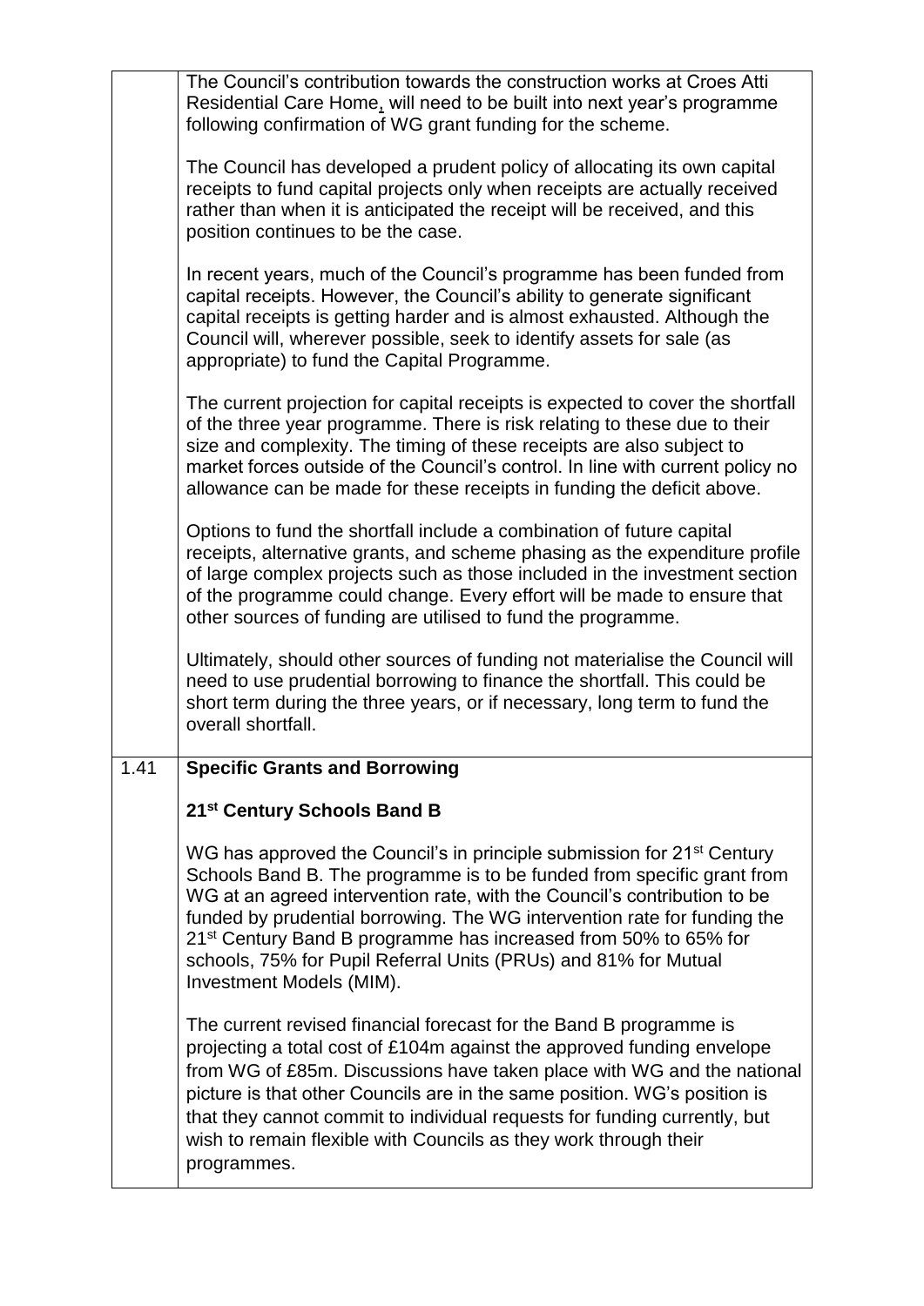|  |  |
|---|---|
|  | The Council's contribution towards the construction works at Croes Atti Residential Care Home, will need to be built into next year's programme following confirmation of WG grant funding for the scheme.<br><br>The Council has developed a prudent policy of allocating its own capital receipts to fund capital projects only when receipts are actually received rather than when it is anticipated the receipt will be received, and this position continues to be the case.<br><br>In recent years, much of the Council's programme has been funded from capital receipts. However, the Council's ability to generate significant capital receipts is getting harder and is almost exhausted. Although the Council will, wherever possible, seek to identify assets for sale (as appropriate) to fund the Capital Programme.<br><br>The current projection for capital receipts is expected to cover the shortfall of the three year programme. There is risk relating to these due to their size and complexity. The timing of these receipts are also subject to market forces outside of the Council's control. In line with current policy no allowance can be made for these receipts in funding the deficit above.<br><br>Options to fund the shortfall include a combination of future capital receipts, alternative grants, and scheme phasing as the expenditure profile of large complex projects such as those included in the investment section of the programme could change. Every effort will be made to ensure that other sources of funding are utilised to fund the programme.<br><br>Ultimately, should other sources of funding not materialise the Council will need to use prudential borrowing to finance the shortfall. This could be short term during the three years, or if necessary, long term to fund the overall shortfall. |
| 1.41 | **Specific Grants and Borrowing**<br><br>**21st Century Schools Band B**<br><br>WG has approved the Council's in principle submission for 21st Century Schools Band B. The programme is to be funded from specific grant from WG at an agreed intervention rate, with the Council's contribution to be funded by prudential borrowing. The WG intervention rate for funding the 21st Century Band B programme has increased from 50% to 65% for schools, 75% for Pupil Referral Units (PRUs) and 81% for Mutual Investment Models (MIM).<br><br>The current revised financial forecast for the Band B programme is projecting a total cost of £104m against the approved funding envelope from WG of £85m. Discussions have taken place with WG and the national picture is that other Councils are in the same position. WG's position is that they cannot commit to individual requests for funding currently, but wish to remain flexible with Councils as they work through their programmes. |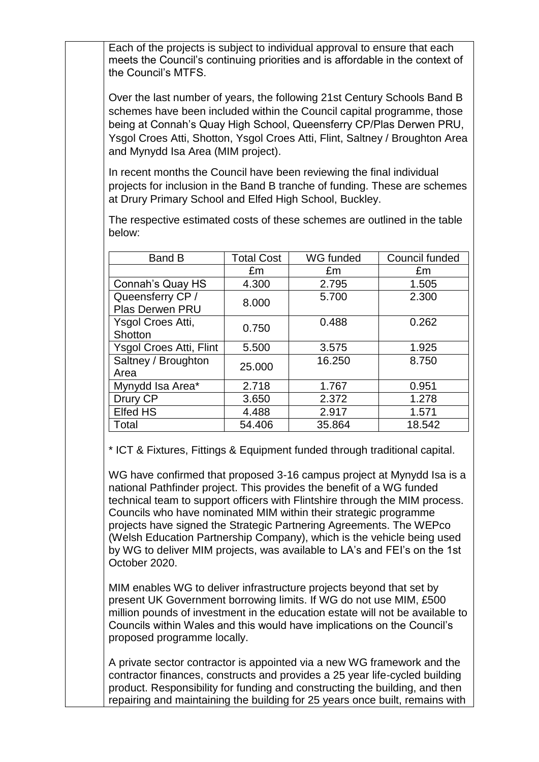Each of the projects is subject to individual approval to ensure that each meets the Council's continuing priorities and is affordable in the context of the Council's MTFS.

Over the last number of years, the following 21st Century Schools Band B schemes have been included within the Council capital programme, those being at Connah's Quay High School, Queensferry CP/Plas Derwen PRU, Ysgol Croes Atti, Shotton, Ysgol Croes Atti, Flint, Saltney / Broughton Area and Mynydd Isa Area (MIM project).

In recent months the Council have been reviewing the final individual projects for inclusion in the Band B tranche of funding. These are schemes at Drury Primary School and Elfed High School, Buckley.

The respective estimated costs of these schemes are outlined in the table below:

| Band B | Total Cost | WG funded | Council funded |
|---|---|---|---|
| | £m | £m | £m |
| Connah's Quay HS | 4.300 | 2.795 | 1.505 |
| Queensferry CP / Plas Derwen PRU | 8.000 | 5.700 | 2.300 |
| Ysgol Croes Atti, Shotton | 0.750 | 0.488 | 0.262 |
| Ysgol Croes Atti, Flint | 5.500 | 3.575 | 1.925 |
| Saltney / Broughton Area | 25.000 | 16.250 | 8.750 |
| Mynydd Isa Area* | 2.718 | 1.767 | 0.951 |
| Drury CP | 3.650 | 2.372 | 1.278 |
| Elfed HS | 4.488 | 2.917 | 1.571 |
| Total | 54.406 | 35.864 | 18.542 |

* ICT & Fixtures, Fittings & Equipment funded through traditional capital.

WG have confirmed that proposed 3-16 campus project at Mynydd Isa is a national Pathfinder project. This provides the benefit of a WG funded technical team to support officers with Flintshire through the MIM process. Councils who have nominated MIM within their strategic programme projects have signed the Strategic Partnering Agreements. The WEPco (Welsh Education Partnership Company), which is the vehicle being used by WG to deliver MIM projects, was available to LA's and FEI's on the 1st October 2020.

MIM enables WG to deliver infrastructure projects beyond that set by present UK Government borrowing limits. If WG do not use MIM, £500 million pounds of investment in the education estate will not be available to Councils within Wales and this would have implications on the Council's proposed programme locally.

A private sector contractor is appointed via a new WG framework and the contractor finances, constructs and provides a 25 year life-cycled building product. Responsibility for funding and constructing the building, and then repairing and maintaining the building for 25 years once built, remains with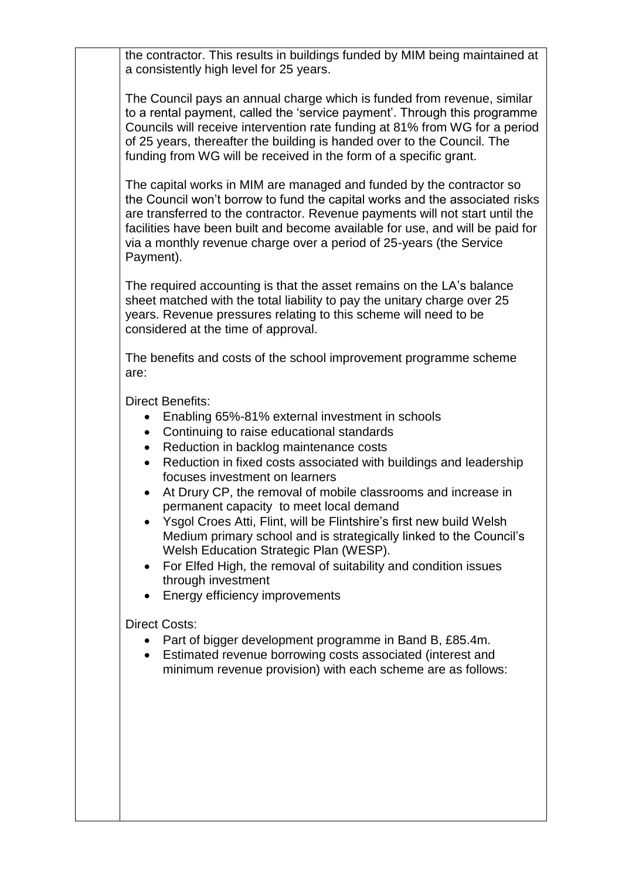the contractor. This results in buildings funded by MIM being maintained at a consistently high level for 25 years.

The Council pays an annual charge which is funded from revenue, similar to a rental payment, called the 'service payment'. Through this programme Councils will receive intervention rate funding at 81% from WG for a period of 25 years, thereafter the building is handed over to the Council. The funding from WG will be received in the form of a specific grant.

The capital works in MIM are managed and funded by the contractor so the Council won't borrow to fund the capital works and the associated risks are transferred to the contractor. Revenue payments will not start until the facilities have been built and become available for use, and will be paid for via a monthly revenue charge over a period of 25-years (the Service Payment).

The required accounting is that the asset remains on the LA's balance sheet matched with the total liability to pay the unitary charge over 25 years. Revenue pressures relating to this scheme will need to be considered at the time of approval.

The benefits and costs of the school improvement programme scheme are:

Direct Benefits:

- Enabling 65%-81% external investment in schools
- Continuing to raise educational standards
- Reduction in backlog maintenance costs
- Reduction in fixed costs associated with buildings and leadership focuses investment on learners
- At Drury CP, the removal of mobile classrooms and increase in permanent capacity to meet local demand
- Ysgol Croes Atti, Flint, will be Flintshire's first new build Welsh Medium primary school and is strategically linked to the Council's Welsh Education Strategic Plan (WESP).
- For Elfed High, the removal of suitability and condition issues through investment
- Energy efficiency improvements

Direct Costs:

- Part of bigger development programme in Band B, £85.4m.
- Estimated revenue borrowing costs associated (interest and minimum revenue provision) with each scheme are as follows: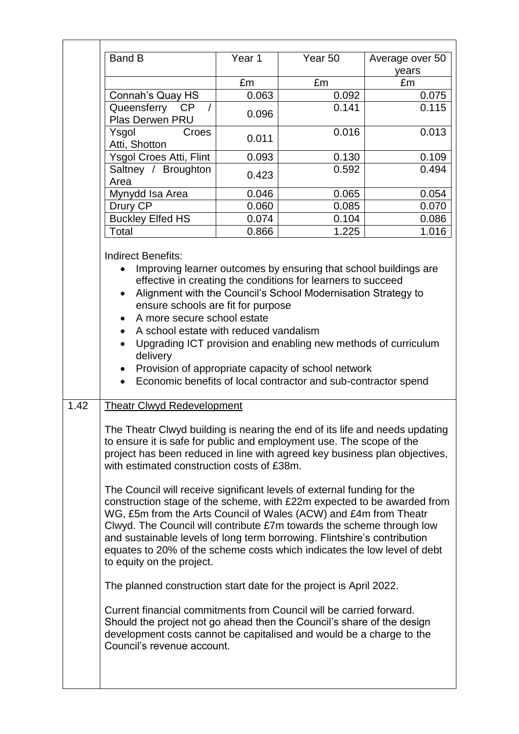| Band B | Year 1 | Year 50 | Average over 50 years |
|---|---|---|---|
| | £m | £m | £m |
| Connah's Quay HS | 0.063 | 0.092 | 0.075 |
| Queensferry CP / Plas Derwen PRU | 0.096 | 0.141 | 0.115 |
| Ysgol Croes Atti, Shotton | 0.011 | 0.016 | 0.013 |
| Ysgol Croes Atti, Flint | 0.093 | 0.130 | 0.109 |
| Saltney / Broughton Area | 0.423 | 0.592 | 0.494 |
| Mynydd Isa Area | 0.046 | 0.065 | 0.054 |
| Drury CP | 0.060 | 0.085 | 0.070 |
| Buckley Elfed HS | 0.074 | 0.104 | 0.086 |
| Total | 0.866 | 1.225 | 1.016 |

Indirect Benefits:

- Improving learner outcomes by ensuring that school buildings are effective in creating the conditions for learners to succeed
- Alignment with the Council's School Modernisation Strategy to ensure schools are fit for purpose
- A more secure school estate
- A school estate with reduced vandalism
- Upgrading ICT provision and enabling new methods of curriculum delivery
- Provision of appropriate capacity of school network
- Economic benefits of local contractor and sub-contractor spend

1.42 Theatr Clwyd Redevelopment

The Theatr Clwyd building is nearing the end of its life and needs updating to ensure it is safe for public and employment use. The scope of the project has been reduced in line with agreed key business plan objectives, with estimated construction costs of £38m.

The Council will receive significant levels of external funding for the construction stage of the scheme, with £22m expected to be awarded from WG, £5m from the Arts Council of Wales (ACW) and £4m from Theatr Clwyd. The Council will contribute £7m towards the scheme through low and sustainable levels of long term borrowing. Flintshire's contribution equates to 20% of the scheme costs which indicates the low level of debt to equity on the project.

The planned construction start date for the project is April 2022.

Current financial commitments from Council will be carried forward. Should the project not go ahead then the Council's share of the design development costs cannot be capitalised and would be a charge to the Council's revenue account.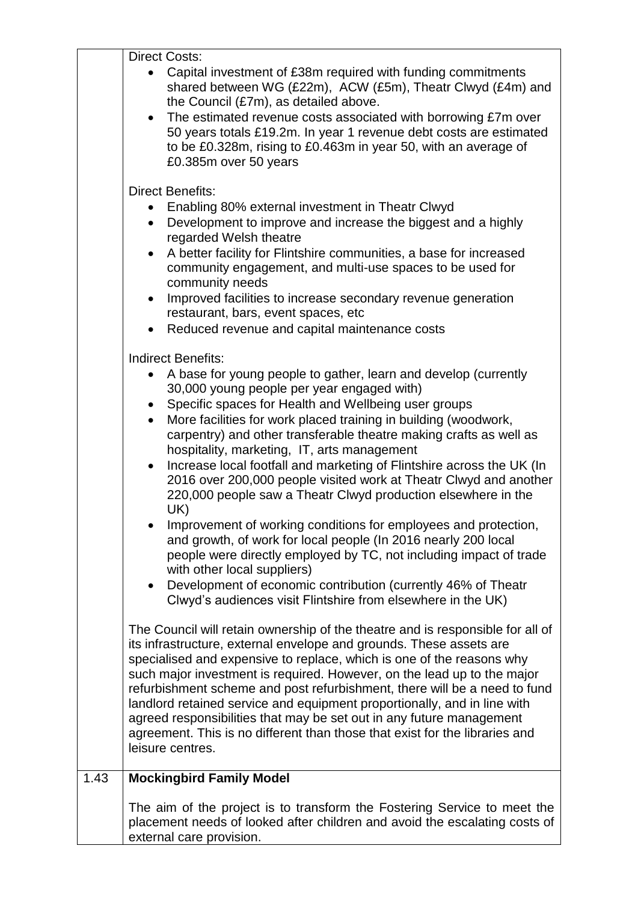| | |
|---|---|
| | Direct Costs:<br>• Capital investment of £38m required with funding commitments shared between WG (£22m), ACW (£5m), Theatr Clwyd (£4m) and the Council (£7m), as detailed above.<br>• The estimated revenue costs associated with borrowing £7m over 50 years totals £19.2m. In year 1 revenue debt costs are estimated to be £0.328m, rising to £0.463m in year 50, with an average of £0.385m over 50 years<br><br>Direct Benefits:<br>• Enabling 80% external investment in Theatr Clwyd<br>• Development to improve and increase the biggest and a highly regarded Welsh theatre<br>• A better facility for Flintshire communities, a base for increased community engagement, and multi-use spaces to be used for community needs<br>• Improved facilities to increase secondary revenue generation restaurant, bars, event spaces, etc<br>• Reduced revenue and capital maintenance costs<br><br>Indirect Benefits:<br>• A base for young people to gather, learn and develop (currently 30,000 young people per year engaged with)<br>• Specific spaces for Health and Wellbeing user groups<br>• More facilities for work placed training in building (woodwork, carpentry) and other transferable theatre making crafts as well as hospitality, marketing, IT, arts management<br>• Increase local footfall and marketing of Flintshire across the UK (In 2016 over 200,000 people visited work at Theatr Clwyd and another 220,000 people saw a Theatr Clwyd production elsewhere in the UK)<br>• Improvement of working conditions for employees and protection, and growth, of work for local people (In 2016 nearly 200 local people were directly employed by TC, not including impact of trade with other local suppliers)<br>• Development of economic contribution (currently 46% of Theatr Clwyd's audiences visit Flintshire from elsewhere in the UK)<br><br>The Council will retain ownership of the theatre and is responsible for all of its infrastructure, external envelope and grounds. These assets are specialised and expensive to replace, which is one of the reasons why such major investment is required. However, on the lead up to the major refurbishment scheme and post refurbishment, there will be a need to fund landlord retained service and equipment proportionally, and in line with agreed responsibilities that may be set out in any future management agreement. This is no different than those that exist for the libraries and leisure centres. |
| 1.43 | **Mockingbird Family Model**<br><br>The aim of the project is to transform the Fostering Service to meet the placement needs of looked after children and avoid the escalating costs of external care provision. |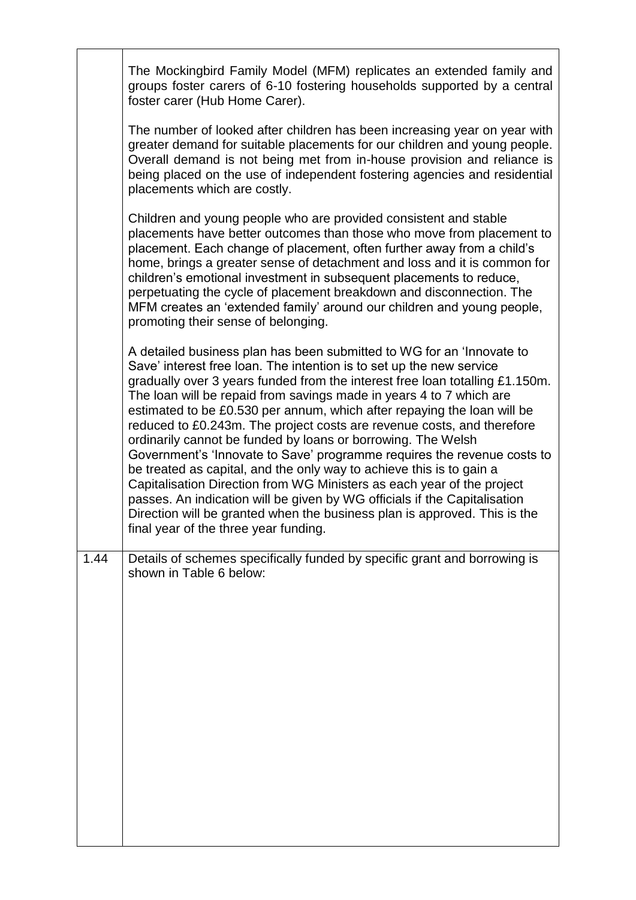| | |
|---|---|
| | The Mockingbird Family Model (MFM) replicates an extended family and groups foster carers of 6-10 fostering households supported by a central foster carer (Hub Home Carer).<br><br>The number of looked after children has been increasing year on year with greater demand for suitable placements for our children and young people. Overall demand is not being met from in-house provision and reliance is being placed on the use of independent fostering agencies and residential placements which are costly.<br><br>Children and young people who are provided consistent and stable placements have better outcomes than those who move from placement to placement. Each change of placement, often further away from a child's home, brings a greater sense of detachment and loss and it is common for children's emotional investment in subsequent placements to reduce, perpetuating the cycle of placement breakdown and disconnection. The MFM creates an 'extended family' around our children and young people, promoting their sense of belonging.<br><br>A detailed business plan has been submitted to WG for an 'Innovate to Save' interest free loan. The intention is to set up the new service gradually over 3 years funded from the interest free loan totalling £1.150m. The loan will be repaid from savings made in years 4 to 7 which are estimated to be £0.530 per annum, which after repaying the loan will be reduced to £0.243m. The project costs are revenue costs, and therefore ordinarily cannot be funded by loans or borrowing. The Welsh Government's 'Innovate to Save' programme requires the revenue costs to be treated as capital, and the only way to achieve this is to gain a Capitalisation Direction from WG Ministers as each year of the project passes. An indication will be given by WG officials if the Capitalisation Direction will be granted when the business plan is approved. This is the final year of the three year funding. |
| 1.44 | Details of schemes specifically funded by specific grant and borrowing is shown in Table 6 below: |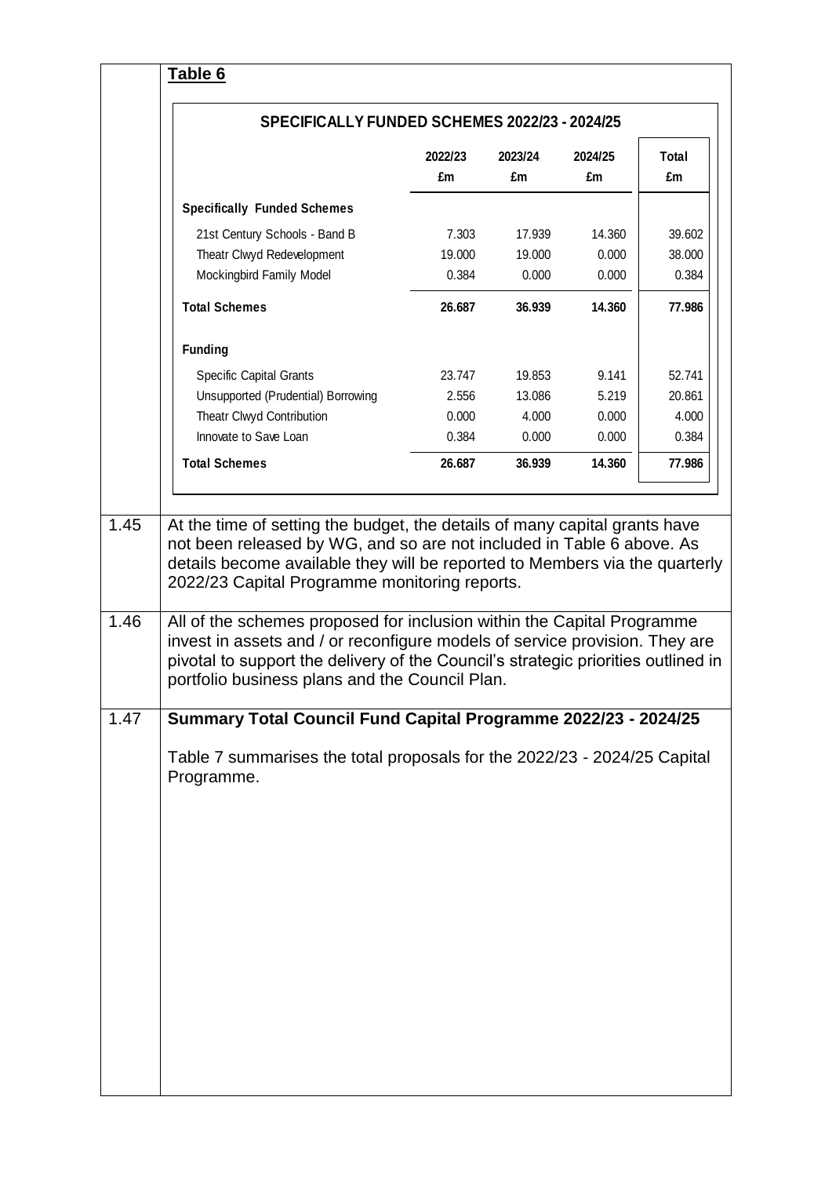**Table 6**

**SPECIFICALLY FUNDED SCHEMES 2022/23 - 2024/25**

| | 2022/23 £m | 2023/24 £m | 2024/25 £m | Total £m |
|---|---|---|---|---|
| **Specifically Funded Schemes** | | | | |
| 21st Century Schools - Band B | 7.303 | 17.939 | 14.360 | 39.602 |
| Theatr Clwyd Redevelopment | 19.000 | 19.000 | 0.000 | 38.000 |
| Mockingbird Family Model | 0.384 | 0.000 | 0.000 | 0.384 |
| **Total Schemes** | **26.687** | **36.939** | **14.360** | **77.986** |
| **Funding** | | | | |
| Specific Capital Grants | 23.747 | 19.853 | 9.141 | 52.741 |
| Unsupported (Prudential) Borrowing | 2.556 | 13.086 | 5.219 | 20.861 |
| Theatr Clwyd Contribution | 0.000 | 4.000 | 0.000 | 4.000 |
| Innovate to Save Loan | 0.384 | 0.000 | 0.000 | 0.384 |
| **Total Schemes** | **26.687** | **36.939** | **14.360** | **77.986** |

1.45 At the time of setting the budget, the details of many capital grants have not been released by WG, and so are not included in Table 6 above. As details become available they will be reported to Members via the quarterly 2022/23 Capital Programme monitoring reports.

1.46 All of the schemes proposed for inclusion within the Capital Programme invest in assets and / or reconfigure models of service provision. They are pivotal to support the delivery of the Council's strategic priorities outlined in portfolio business plans and the Council Plan.

1.47 **Summary Total Council Fund Capital Programme 2022/23 - 2024/25**

Table 7 summarises the total proposals for the 2022/23 - 2024/25 Capital Programme.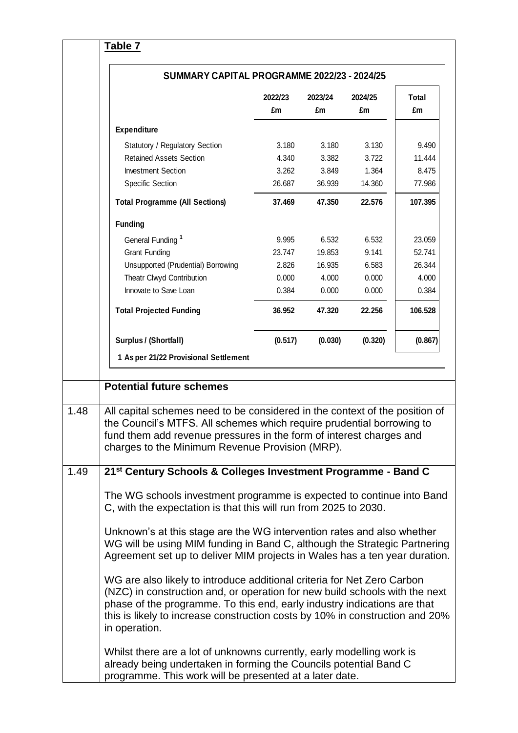**Table 7**

**SUMMARY CAPITAL PROGRAMME 2022/23 - 2024/25**

| | 2022/23 £m | 2023/24 £m | 2024/25 £m | Total £m |
|---|---|---|---|---|
| **Expenditure** | | | | |
| Statutory / Regulatory Section | 3.180 | 3.180 | 3.130 | 9.490 |
| Retained Assets Section | 4.340 | 3.382 | 3.722 | 11.444 |
| Investment Section | 3.262 | 3.849 | 1.364 | 8.475 |
| Specific Section | 26.687 | 36.939 | 14.360 | 77.986 |
| **Total Programme (All Sections)** | **37.469** | **47.350** | **22.576** | **107.395** |
| **Funding** | | | | |
| General Funding [1] | 9.995 | 6.532 | 6.532 | 23.059 |
| Grant Funding | 23.747 | 19.853 | 9.141 | 52.741 |
| Unsupported (Prudential) Borrowing | 2.826 | 16.935 | 6.583 | 26.344 |
| Theatr Clwyd Contribution | 0.000 | 4.000 | 0.000 | 4.000 |
| Innovate to Save Loan | 0.384 | 0.000 | 0.000 | 0.384 |
| **Total Projected Funding** | **36.952** | **47.320** | **22.256** | **106.528** |
| **Surplus / (Shortfall)** | **(0.517)** | **(0.030)** | **(0.320)** | **(0.867)** |

**1 As per 21/22 Provisional Settlement**

## Potential future schemes

1.48 All capital schemes need to be considered in the context of the position of the Council's MTFS. All schemes which require prudential borrowing to fund them add revenue pressures in the form of interest charges and charges to the Minimum Revenue Provision (MRP).

1.49 **21st Century Schools & Colleges Investment Programme - Band C**

The WG schools investment programme is expected to continue into Band C, with the expectation is that this will run from 2025 to 2030.

Unknown's at this stage are the WG intervention rates and also whether WG will be using MIM funding in Band C, although the Strategic Partnering Agreement set up to deliver MIM projects in Wales has a ten year duration.

WG are also likely to introduce additional criteria for Net Zero Carbon (NZC) in construction and, or operation for new build schools with the next phase of the programme. To this end, early industry indications are that this is likely to increase construction costs by 10% in construction and 20% in operation.

Whilst there are a lot of unknowns currently, early modelling work is already being undertaken in forming the Councils potential Band C programme. This work will be presented at a later date.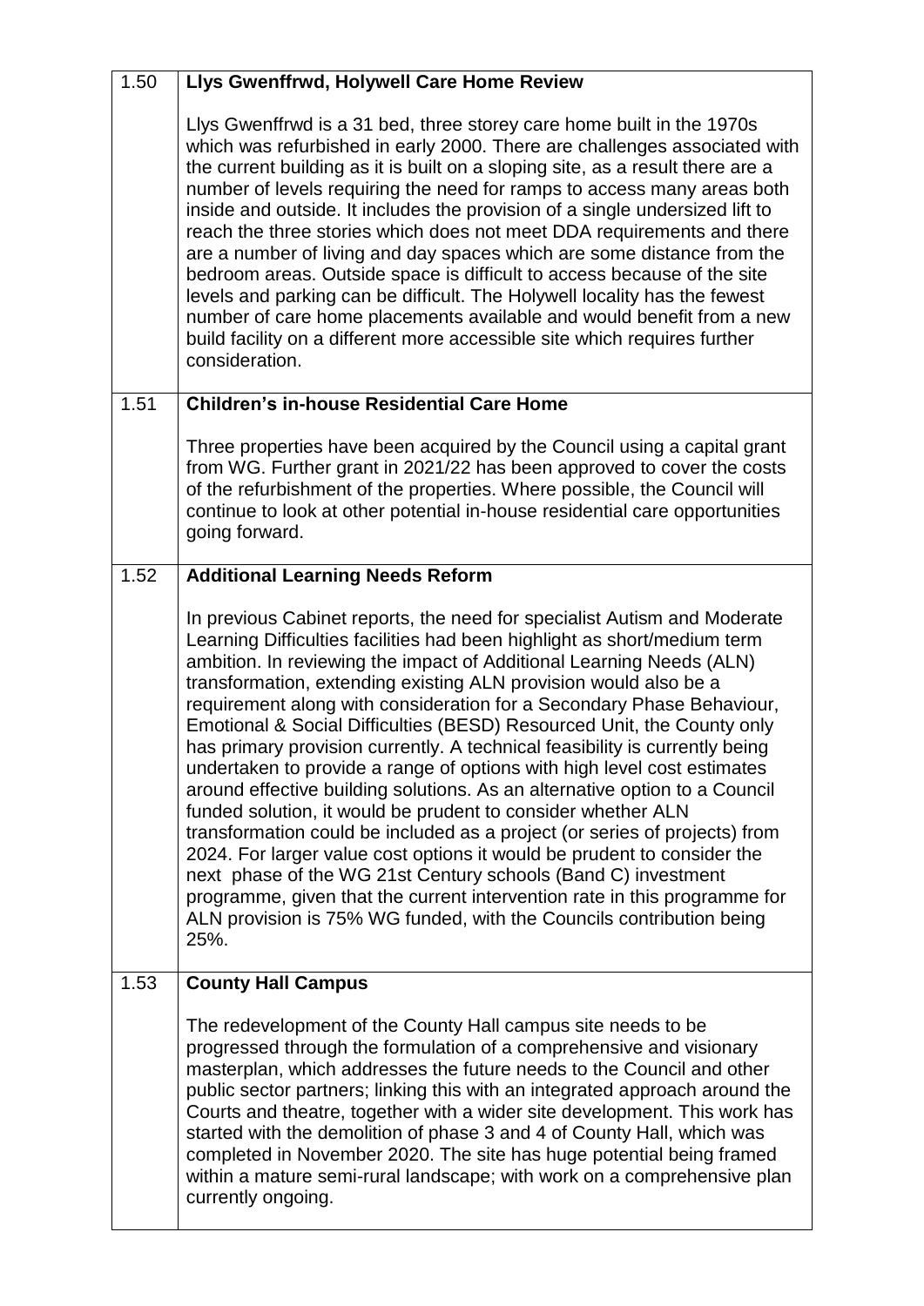| | |
|---|---|
| 1.50 | **Llys Gwenffrwd, Holywell Care Home Review**<br><br>Llys Gwenffrwd is a 31 bed, three storey care home built in the 1970s which was refurbished in early 2000. There are challenges associated with the current building as it is built on a sloping site, as a result there are a number of levels requiring the need for ramps to access many areas both inside and outside. It includes the provision of a single undersized lift to reach the three stories which does not meet DDA requirements and there are a number of living and day spaces which are some distance from the bedroom areas. Outside space is difficult to access because of the site levels and parking can be difficult. The Holywell locality has the fewest number of care home placements available and would benefit from a new build facility on a different more accessible site which requires further consideration. |
| 1.51 | **Children's in-house Residential Care Home**<br><br>Three properties have been acquired by the Council using a capital grant from WG. Further grant in 2021/22 has been approved to cover the costs of the refurbishment of the properties. Where possible, the Council will continue to look at other potential in-house residential care opportunities going forward. |
| 1.52 | **Additional Learning Needs Reform**<br><br>In previous Cabinet reports, the need for specialist Autism and Moderate Learning Difficulties facilities had been highlight as short/medium term ambition. In reviewing the impact of Additional Learning Needs (ALN) transformation, extending existing ALN provision would also be a requirement along with consideration for a Secondary Phase Behaviour, Emotional & Social Difficulties (BESD) Resourced Unit, the County only has primary provision currently. A technical feasibility is currently being undertaken to provide a range of options with high level cost estimates around effective building solutions. As an alternative option to a Council funded solution, it would be prudent to consider whether ALN transformation could be included as a project (or series of projects) from 2024. For larger value cost options it would be prudent to consider the next phase of the WG 21st Century schools (Band C) investment programme, given that the current intervention rate in this programme for ALN provision is 75% WG funded, with the Councils contribution being 25%. |
| 1.53 | **County Hall Campus**<br><br>The redevelopment of the County Hall campus site needs to be progressed through the formulation of a comprehensive and visionary masterplan, which addresses the future needs to the Council and other public sector partners; linking this with an integrated approach around the Courts and theatre, together with a wider site development. This work has started with the demolition of phase 3 and 4 of County Hall, which was completed in November 2020. The site has huge potential being framed within a mature semi-rural landscape; with work on a comprehensive plan currently ongoing. |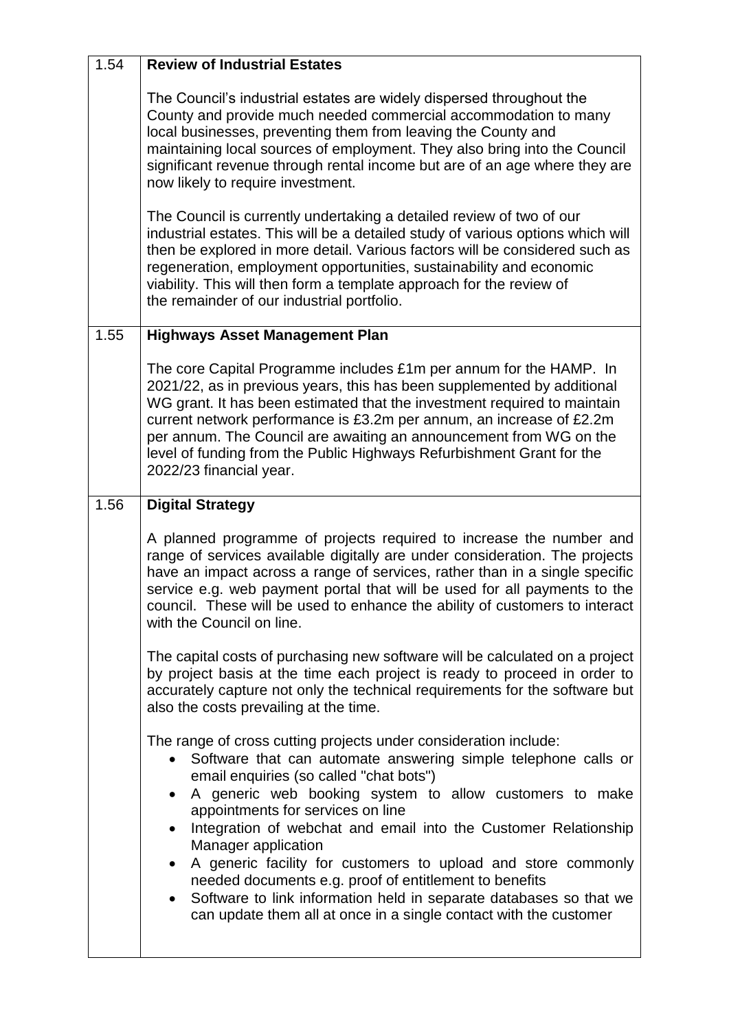| | |
|---|---|
| 1.54 | **Review of Industrial Estates**<br><br>The Council's industrial estates are widely dispersed throughout the County and provide much needed commercial accommodation to many local businesses, preventing them from leaving the County and maintaining local sources of employment. They also bring into the Council significant revenue through rental income but are of an age where they are now likely to require investment.<br><br>The Council is currently undertaking a detailed review of two of our industrial estates. This will be a detailed study of various options which will then be explored in more detail. Various factors will be considered such as regeneration, employment opportunities, sustainability and economic viability. This will then form a template approach for the review of the remainder of our industrial portfolio. |
| 1.55 | **Highways Asset Management Plan**<br><br>The core Capital Programme includes £1m per annum for the HAMP. In 2021/22, as in previous years, this has been supplemented by additional WG grant. It has been estimated that the investment required to maintain current network performance is £3.2m per annum, an increase of £2.2m per annum. The Council are awaiting an announcement from WG on the level of funding from the Public Highways Refurbishment Grant for the 2022/23 financial year. |
| 1.56 | **Digital Strategy**<br><br>A planned programme of projects required to increase the number and range of services available digitally are under consideration. The projects have an impact across a range of services, rather than in a single specific service e.g. web payment portal that will be used for all payments to the council. These will be used to enhance the ability of customers to interact with the Council on line.<br><br>The capital costs of purchasing new software will be calculated on a project by project basis at the time each project is ready to proceed in order to accurately capture not only the technical requirements for the software but also the costs prevailing at the time.<br><br>The range of cross cutting projects under consideration include:<br>• Software that can automate answering simple telephone calls or email enquiries (so called "chat bots")<br>• A generic web booking system to allow customers to make appointments for services on line<br>• Integration of webchat and email into the Customer Relationship Manager application<br>• A generic facility for customers to upload and store commonly needed documents e.g. proof of entitlement to benefits<br>• Software to link information held in separate databases so that we can update them all at once in a single contact with the customer |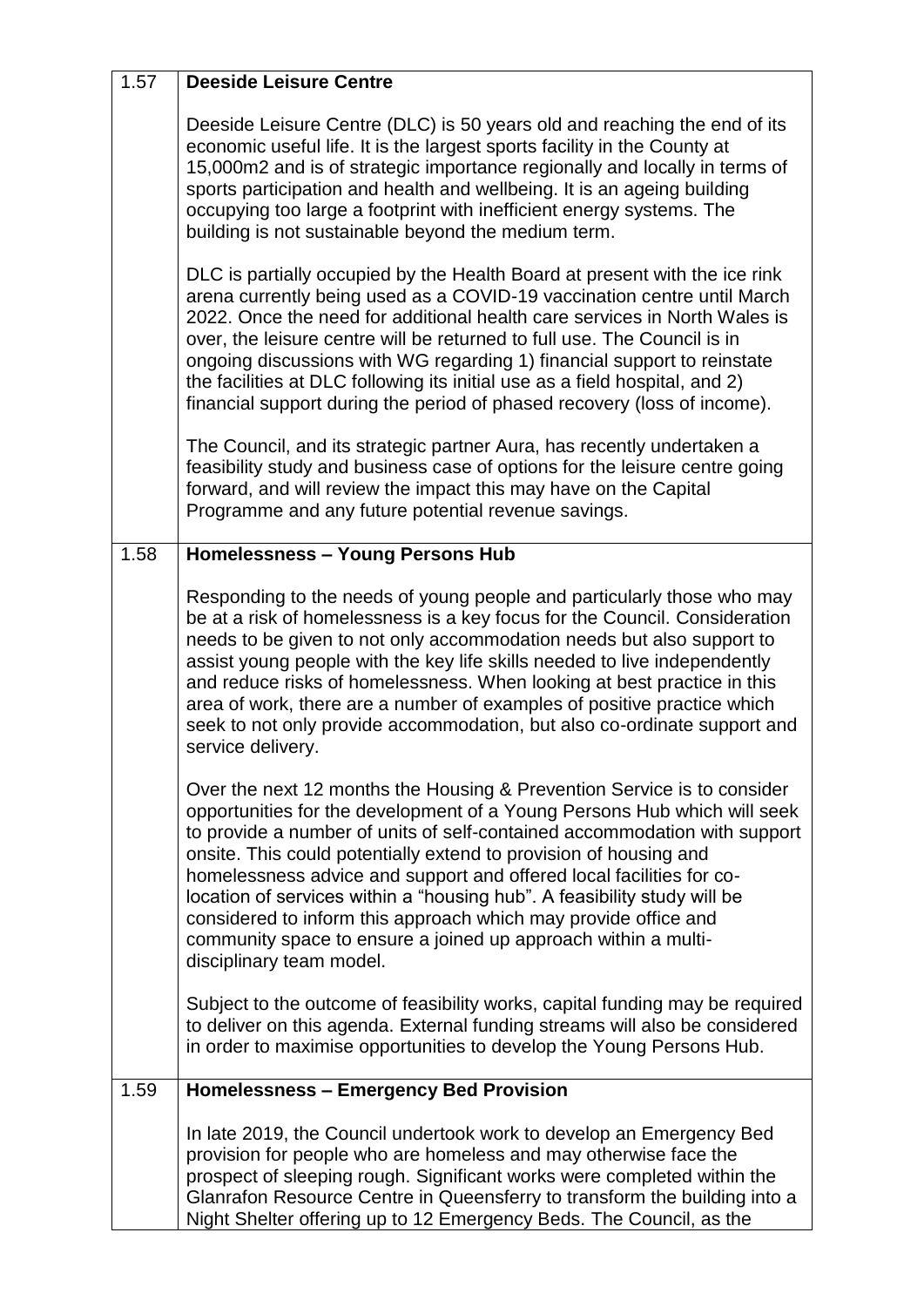| | |
|---|---|
| 1.57 | **Deeside Leisure Centre**<br><br>Deeside Leisure Centre (DLC) is 50 years old and reaching the end of its economic useful life. It is the largest sports facility in the County at 15,000m2 and is of strategic importance regionally and locally in terms of sports participation and health and wellbeing. It is an ageing building occupying too large a footprint with inefficient energy systems. The building is not sustainable beyond the medium term.<br><br>DLC is partially occupied by the Health Board at present with the ice rink arena currently being used as a COVID-19 vaccination centre until March 2022. Once the need for additional health care services in North Wales is over, the leisure centre will be returned to full use. The Council is in ongoing discussions with WG regarding 1) financial support to reinstate the facilities at DLC following its initial use as a field hospital, and 2) financial support during the period of phased recovery (loss of income).<br><br>The Council, and its strategic partner Aura, has recently undertaken a feasibility study and business case of options for the leisure centre going forward, and will review the impact this may have on the Capital Programme and any future potential revenue savings. |
| 1.58 | **Homelessness – Young Persons Hub**<br><br>Responding to the needs of young people and particularly those who may be at a risk of homelessness is a key focus for the Council. Consideration needs to be given to not only accommodation needs but also support to assist young people with the key life skills needed to live independently and reduce risks of homelessness. When looking at best practice in this area of work, there are a number of examples of positive practice which seek to not only provide accommodation, but also co-ordinate support and service delivery.<br><br>Over the next 12 months the Housing & Prevention Service is to consider opportunities for the development of a Young Persons Hub which will seek to provide a number of units of self-contained accommodation with support onsite. This could potentially extend to provision of housing and homelessness advice and support and offered local facilities for co-location of services within a "housing hub". A feasibility study will be considered to inform this approach which may provide office and community space to ensure a joined up approach within a multi-disciplinary team model.<br><br>Subject to the outcome of feasibility works, capital funding may be required to deliver on this agenda. External funding streams will also be considered in order to maximise opportunities to develop the Young Persons Hub. |
| 1.59 | **Homelessness – Emergency Bed Provision**<br><br>In late 2019, the Council undertook work to develop an Emergency Bed provision for people who are homeless and may otherwise face the prospect of sleeping rough. Significant works were completed within the Glanrafon Resource Centre in Queensferry to transform the building into a Night Shelter offering up to 12 Emergency Beds. The Council, as the |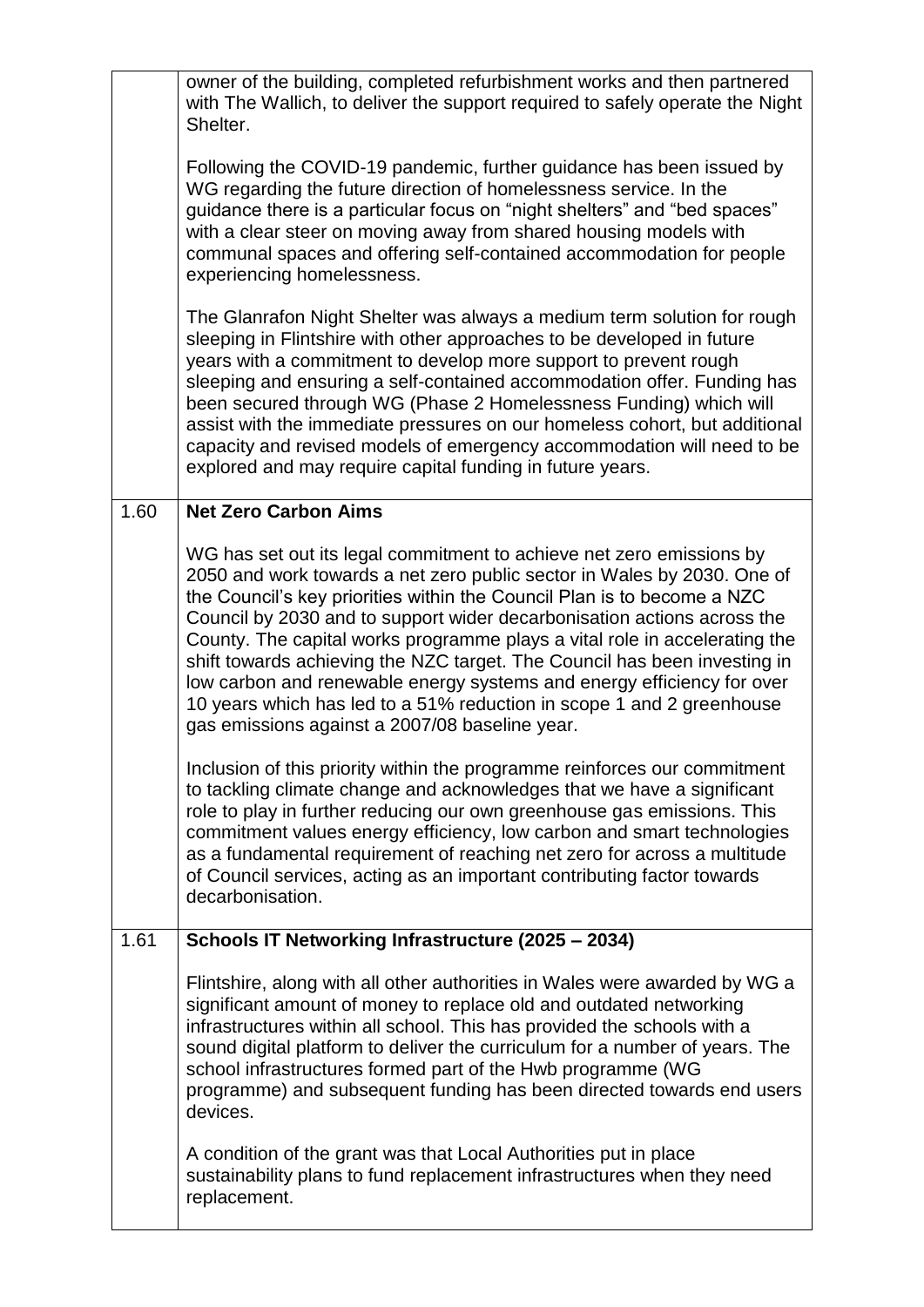| | |
|---|---|
| | owner of the building, completed refurbishment works and then partnered with The Wallich, to deliver the support required to safely operate the Night Shelter.<br><br>Following the COVID-19 pandemic, further guidance has been issued by WG regarding the future direction of homelessness service. In the guidance there is a particular focus on "night shelters" and "bed spaces" with a clear steer on moving away from shared housing models with communal spaces and offering self-contained accommodation for people experiencing homelessness.<br><br>The Glanrafon Night Shelter was always a medium term solution for rough sleeping in Flintshire with other approaches to be developed in future years with a commitment to develop more support to prevent rough sleeping and ensuring a self-contained accommodation offer. Funding has been secured through WG (Phase 2 Homelessness Funding) which will assist with the immediate pressures on our homeless cohort, but additional capacity and revised models of emergency accommodation will need to be explored and may require capital funding in future years. |
| 1.60 | **Net Zero Carbon Aims**<br><br>WG has set out its legal commitment to achieve net zero emissions by 2050 and work towards a net zero public sector in Wales by 2030. One of the Council's key priorities within the Council Plan is to become a NZC Council by 2030 and to support wider decarbonisation actions across the County. The capital works programme plays a vital role in accelerating the shift towards achieving the NZC target. The Council has been investing in low carbon and renewable energy systems and energy efficiency for over 10 years which has led to a 51% reduction in scope 1 and 2 greenhouse gas emissions against a 2007/08 baseline year.<br><br>Inclusion of this priority within the programme reinforces our commitment to tackling climate change and acknowledges that we have a significant role to play in further reducing our own greenhouse gas emissions. This commitment values energy efficiency, low carbon and smart technologies as a fundamental requirement of reaching net zero for across a multitude of Council services, acting as an important contributing factor towards decarbonisation. |
| 1.61 | **Schools IT Networking Infrastructure (2025 – 2034)**<br><br>Flintshire, along with all other authorities in Wales were awarded by WG a significant amount of money to replace old and outdated networking infrastructures within all school. This has provided the schools with a sound digital platform to deliver the curriculum for a number of years. The school infrastructures formed part of the Hwb programme (WG programme) and subsequent funding has been directed towards end users devices.<br><br>A condition of the grant was that Local Authorities put in place sustainability plans to fund replacement infrastructures when they need replacement. |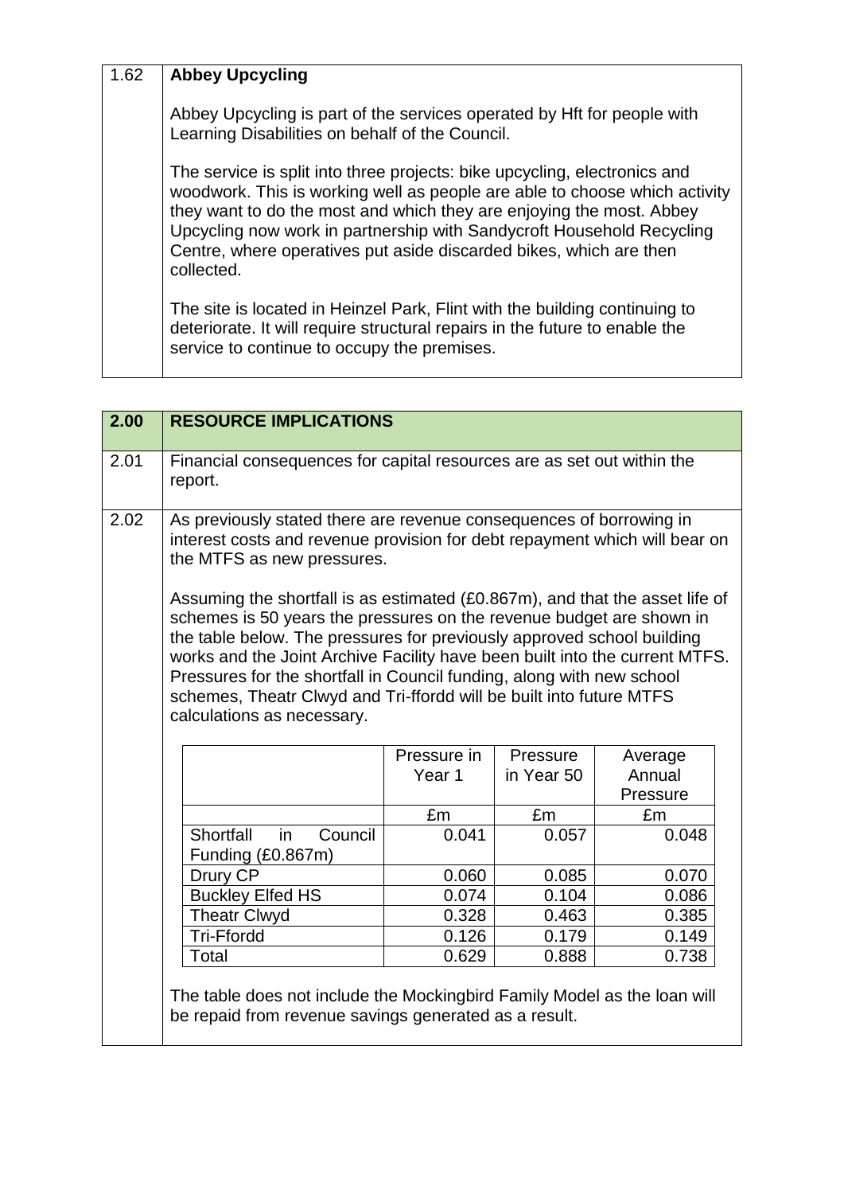| 1.62 | **Abbey Upcycling** |
|---|---|
| | Abbey Upcycling is part of the services operated by Hft for people with Learning Disabilities on behalf of the Council. |
| | The service is split into three projects: bike upcycling, electronics and woodwork. This is working well as people are able to choose which activity they want to do the most and which they are enjoying the most. Abbey Upcycling now work in partnership with Sandycroft Household Recycling Centre, where operatives put aside discarded bikes, which are then collected. |
| | The site is located in Heinzel Park, Flint with the building continuing to deteriorate. It will require structural repairs in the future to enable the service to continue to occupy the premises. |

| 2.00 | **RESOURCE IMPLICATIONS** |
|---|---|
| 2.01 | Financial consequences for capital resources are as set out within the report. |
| 2.02 | As previously stated there are revenue consequences of borrowing in interest costs and revenue provision for debt repayment which will bear on the MTFS as new pressures. |

Assuming the shortfall is as estimated (£0.867m), and that the asset life of schemes is 50 years the pressures on the revenue budget are shown in the table below. The pressures for previously approved school building works and the Joint Archive Facility have been built into the current MTFS. Pressures for the shortfall in Council funding, along with new school schemes, Theatr Clwyd and Tri-ffordd will be built into future MTFS calculations as necessary.

| | Pressure in Year 1 | Pressure in Year 50 | Average Annual Pressure |
|---|---|---|---|
| | £m | £m | £m |
| Shortfall in Council Funding (£0.867m) | 0.041 | 0.057 | 0.048 |
| Drury CP | 0.060 | 0.085 | 0.070 |
| Buckley Elfed HS | 0.074 | 0.104 | 0.086 |
| Theatr Clwyd | 0.328 | 0.463 | 0.385 |
| Tri-Ffordd | 0.126 | 0.179 | 0.149 |
| Total | 0.629 | 0.888 | 0.738 |

The table does not include the Mockingbird Family Model as the loan will be repaid from revenue savings generated as a result.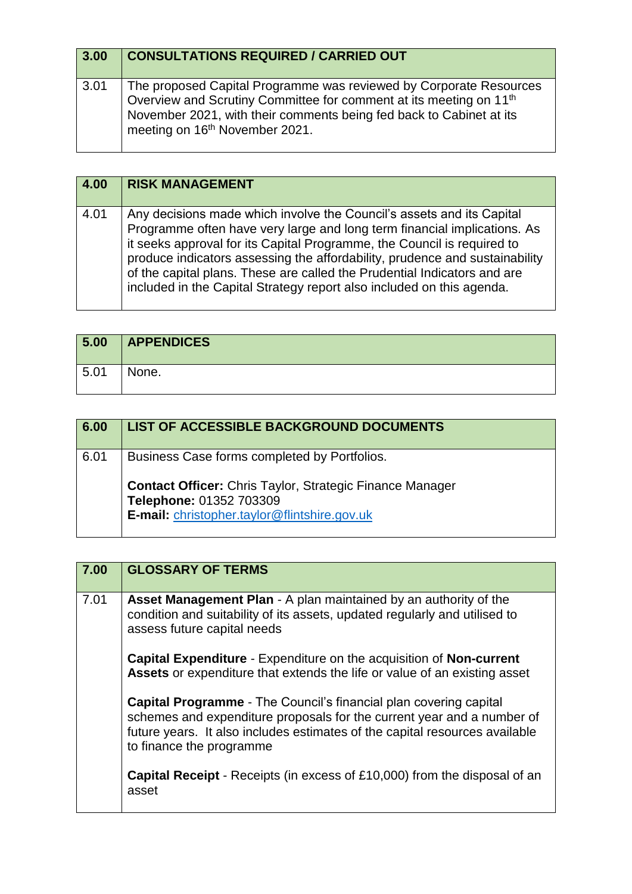| 3.00 | **CONSULTATIONS REQUIRED / CARRIED OUT** |
|---|---|
| 3.01 | The proposed Capital Programme was reviewed by Corporate Resources Overview and Scrutiny Committee for comment at its meeting on 11th November 2021, with their comments being fed back to Cabinet at its meeting on 16th November 2021. |

| 4.00 | **RISK MANAGEMENT** |
|---|---|
| 4.01 | Any decisions made which involve the Council's assets and its Capital Programme often have very large and long term financial implications. As it seeks approval for its Capital Programme, the Council is required to produce indicators assessing the affordability, prudence and sustainability of the capital plans. These are called the Prudential Indicators and are included in the Capital Strategy report also included on this agenda. |

| 5.00 | **APPENDICES** |
|---|---|
| 5.01 | None. |

| 6.00 | **LIST OF ACCESSIBLE BACKGROUND DOCUMENTS** |
|---|---|
| 6.01 | Business Case forms completed by Portfolios.<br><br>**Contact Officer:** Chris Taylor, Strategic Finance Manager<br>**Telephone:** 01352 703309<br>**E-mail:** christopher.taylor@flintshire.gov.uk |

| 7.00 | **GLOSSARY OF TERMS** |
|---|---|
| 7.01 | **Asset Management Plan** - A plan maintained by an authority of the condition and suitability of its assets, updated regularly and utilised to assess future capital needs<br><br>**Capital Expenditure** - Expenditure on the acquisition of **Non-current Assets** or expenditure that extends the life or value of an existing asset<br><br>**Capital Programme** - The Council's financial plan covering capital schemes and expenditure proposals for the current year and a number of future years. It also includes estimates of the capital resources available to finance the programme<br><br>**Capital Receipt** - Receipts (in excess of £10,000) from the disposal of an asset |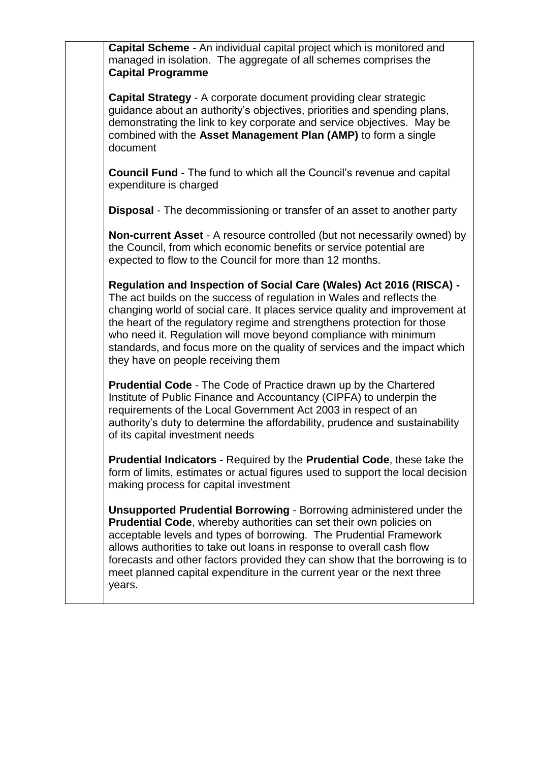**Capital Scheme** - An individual capital project which is monitored and managed in isolation. The aggregate of all schemes comprises the **Capital Programme**

**Capital Strategy** - A corporate document providing clear strategic guidance about an authority's objectives, priorities and spending plans, demonstrating the link to key corporate and service objectives. May be combined with the **Asset Management Plan (AMP)** to form a single document

**Council Fund** - The fund to which all the Council's revenue and capital expenditure is charged

**Disposal** - The decommissioning or transfer of an asset to another party

**Non-current Asset** - A resource controlled (but not necessarily owned) by the Council, from which economic benefits or service potential are expected to flow to the Council for more than 12 months.

**Regulation and Inspection of Social Care (Wales) Act 2016 (RISCA) -** The act builds on the success of regulation in Wales and reflects the changing world of social care. It places service quality and improvement at the heart of the regulatory regime and strengthens protection for those who need it. Regulation will move beyond compliance with minimum standards, and focus more on the quality of services and the impact which they have on people receiving them

**Prudential Code** - The Code of Practice drawn up by the Chartered Institute of Public Finance and Accountancy (CIPFA) to underpin the requirements of the Local Government Act 2003 in respect of an authority's duty to determine the affordability, prudence and sustainability of its capital investment needs

**Prudential Indicators** - Required by the **Prudential Code**, these take the form of limits, estimates or actual figures used to support the local decision making process for capital investment

**Unsupported Prudential Borrowing** - Borrowing administered under the **Prudential Code**, whereby authorities can set their own policies on acceptable levels and types of borrowing. The Prudential Framework allows authorities to take out loans in response to overall cash flow forecasts and other factors provided they can show that the borrowing is to meet planned capital expenditure in the current year or the next three years.